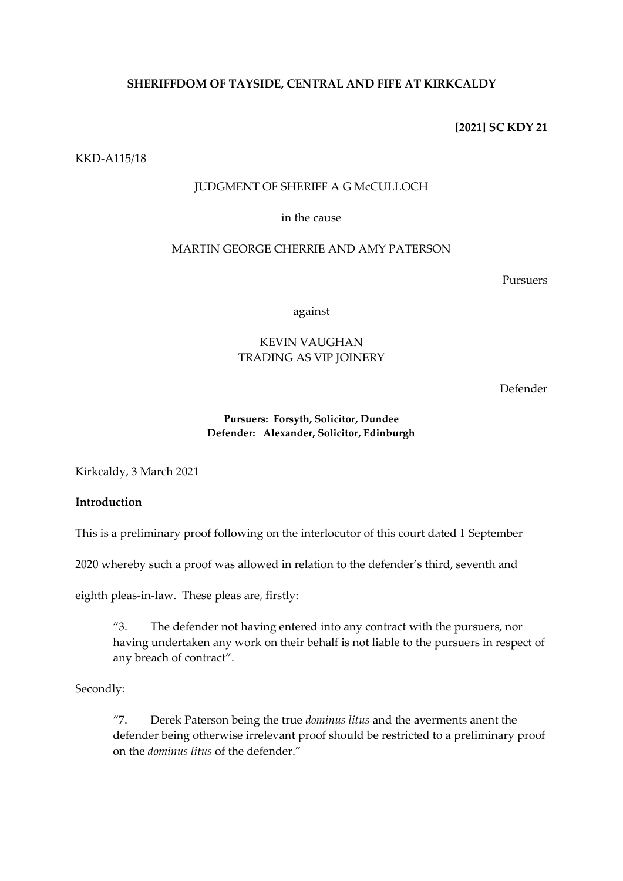**SHERIFFDOM OF TAYSIDE, CENTRAL AND FIFE AT KIRKCALDY**

**[2021] SC KDY 21**

KKD-A115/18

JUDGMENT OF SHERIFF A G McCULLOCH

in the cause

MARTIN GEORGE CHERRIE AND AMY PATERSON

Pursuers

against

KEVIN VAUGHAN
TRADING AS VIP JOINERY

Defender

**Pursuers: Forsyth, Solicitor, Dundee**
**Defender: Alexander, Solicitor, Edinburgh**

Kirkcaldy, 3 March 2021

**Introduction**

This is a preliminary proof following on the interlocutor of this court dated 1 September 2020 whereby such a proof was allowed in relation to the defender's third, seventh and eighth pleas-in-law. These pleas are, firstly:

> "3. The defender not having entered into any contract with the pursuers, nor having undertaken any work on their behalf is not liable to the pursuers in respect of any breach of contract".

Secondly:

> "7. Derek Paterson being the true *dominus litus* and the averments anent the defender being otherwise irrelevant proof should be restricted to a preliminary proof on the *dominus litus* of the defender."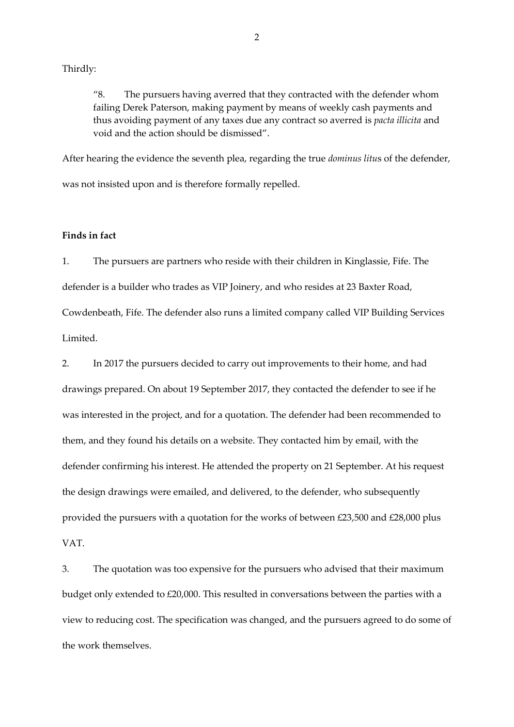Thirdly:

> "8. The pursuers having averred that they contracted with the defender whom failing Derek Paterson, making payment by means of weekly cash payments and thus avoiding payment of any taxes due any contract so averred is *pacta illicita* and void and the action should be dismissed".

After hearing the evidence the seventh plea, regarding the true *dominus litu*s of the defender, was not insisted upon and is therefore formally repelled.

**Finds in fact**

1. The pursuers are partners who reside with their children in Kinglassie, Fife. The defender is a builder who trades as VIP Joinery, and who resides at 23 Baxter Road, Cowdenbeath, Fife. The defender also runs a limited company called VIP Building Services Limited.

2. In 2017 the pursuers decided to carry out improvements to their home, and had drawings prepared. On about 19 September 2017, they contacted the defender to see if he was interested in the project, and for a quotation. The defender had been recommended to them, and they found his details on a website. They contacted him by email, with the defender confirming his interest. He attended the property on 21 September. At his request the design drawings were emailed, and delivered, to the defender, who subsequently provided the pursuers with a quotation for the works of between £23,500 and £28,000 plus VAT.

3. The quotation was too expensive for the pursuers who advised that their maximum budget only extended to £20,000. This resulted in conversations between the parties with a view to reducing cost. The specification was changed, and the pursuers agreed to do some of the work themselves.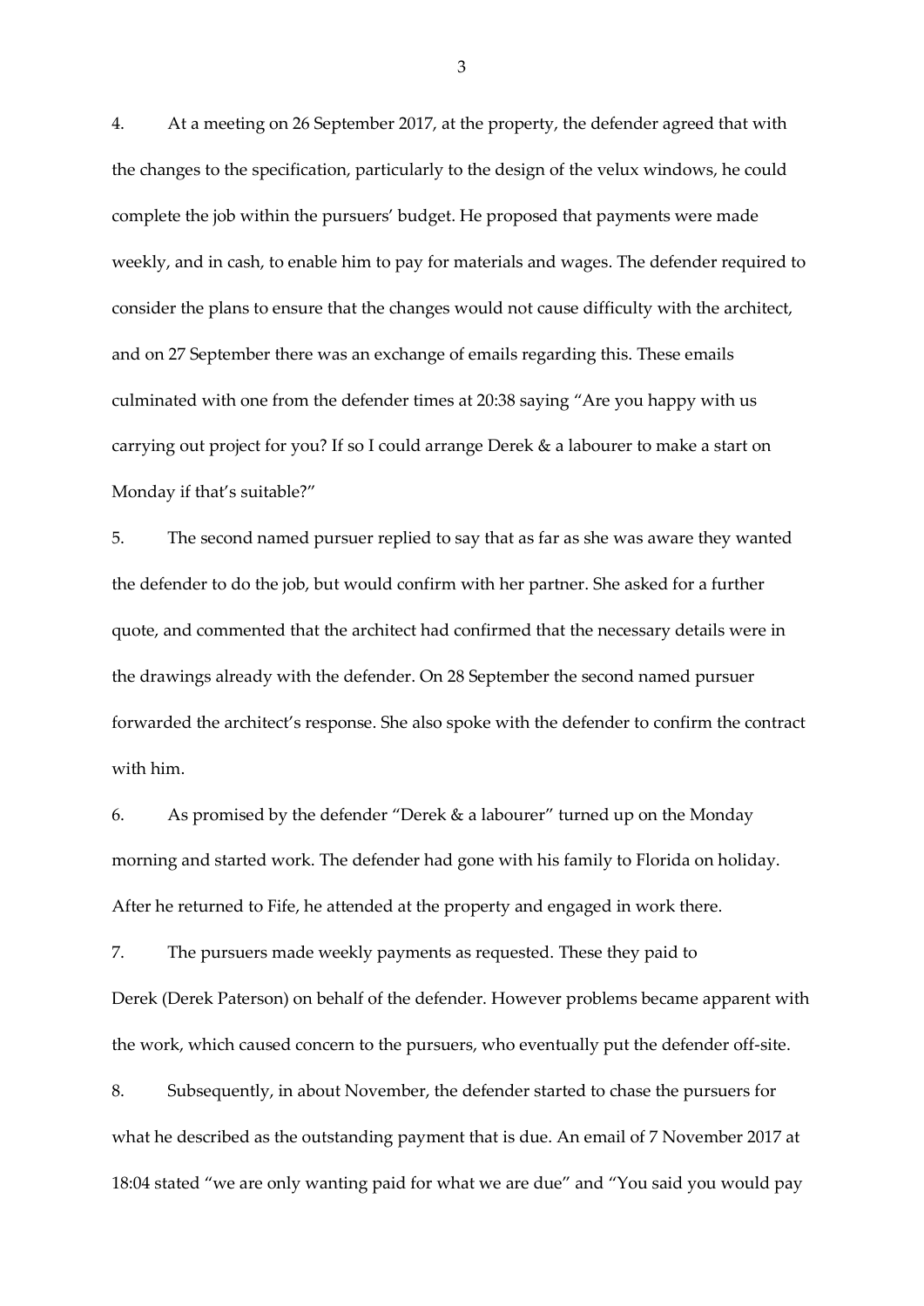4. At a meeting on 26 September 2017, at the property, the defender agreed that with the changes to the specification, particularly to the design of the velux windows, he could complete the job within the pursuers' budget. He proposed that payments were made weekly, and in cash, to enable him to pay for materials and wages. The defender required to consider the plans to ensure that the changes would not cause difficulty with the architect, and on 27 September there was an exchange of emails regarding this. These emails culminated with one from the defender times at 20:38 saying "Are you happy with us carrying out project for you? If so I could arrange Derek & a labourer to make a start on Monday if that's suitable?"

5. The second named pursuer replied to say that as far as she was aware they wanted the defender to do the job, but would confirm with her partner. She asked for a further quote, and commented that the architect had confirmed that the necessary details were in the drawings already with the defender. On 28 September the second named pursuer forwarded the architect's response. She also spoke with the defender to confirm the contract with him.

6. As promised by the defender "Derek & a labourer" turned up on the Monday morning and started work. The defender had gone with his family to Florida on holiday. After he returned to Fife, he attended at the property and engaged in work there.

7. The pursuers made weekly payments as requested. These they paid to Derek (Derek Paterson) on behalf of the defender. However problems became apparent with the work, which caused concern to the pursuers, who eventually put the defender off-site.

8. Subsequently, in about November, the defender started to chase the pursuers for what he described as the outstanding payment that is due. An email of 7 November 2017 at 18:04 stated "we are only wanting paid for what we are due" and "You said you would pay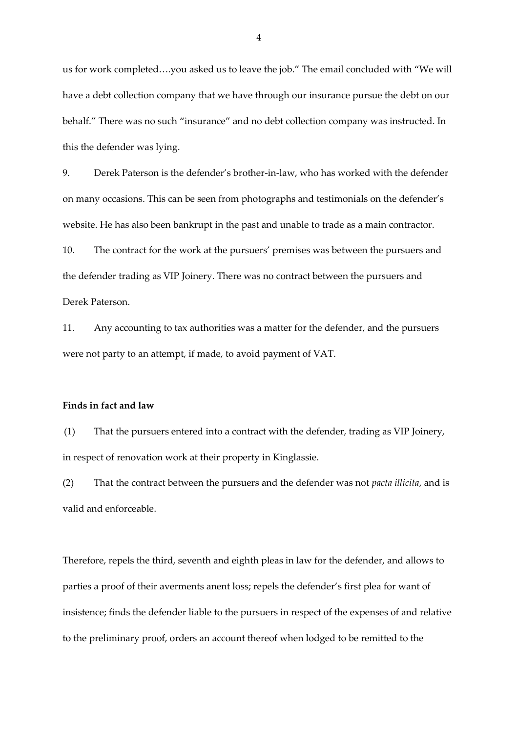us for work completed….you asked us to leave the job." The email concluded with "We will have a debt collection company that we have through our insurance pursue the debt on our behalf." There was no such "insurance" and no debt collection company was instructed. In this the defender was lying.

9. Derek Paterson is the defender's brother-in-law, who has worked with the defender on many occasions. This can be seen from photographs and testimonials on the defender's website. He has also been bankrupt in the past and unable to trade as a main contractor.

10. The contract for the work at the pursuers' premises was between the pursuers and the defender trading as VIP Joinery. There was no contract between the pursuers and Derek Paterson.

11. Any accounting to tax authorities was a matter for the defender, and the pursuers were not party to an attempt, if made, to avoid payment of VAT.

**Finds in fact and law**

(1) That the pursuers entered into a contract with the defender, trading as VIP Joinery, in respect of renovation work at their property in Kinglassie.

(2) That the contract between the pursuers and the defender was not *pacta illicita*, and is valid and enforceable.

Therefore, repels the third, seventh and eighth pleas in law for the defender, and allows to parties a proof of their averments anent loss; repels the defender's first plea for want of insistence; finds the defender liable to the pursuers in respect of the expenses of and relative to the preliminary proof, orders an account thereof when lodged to be remitted to the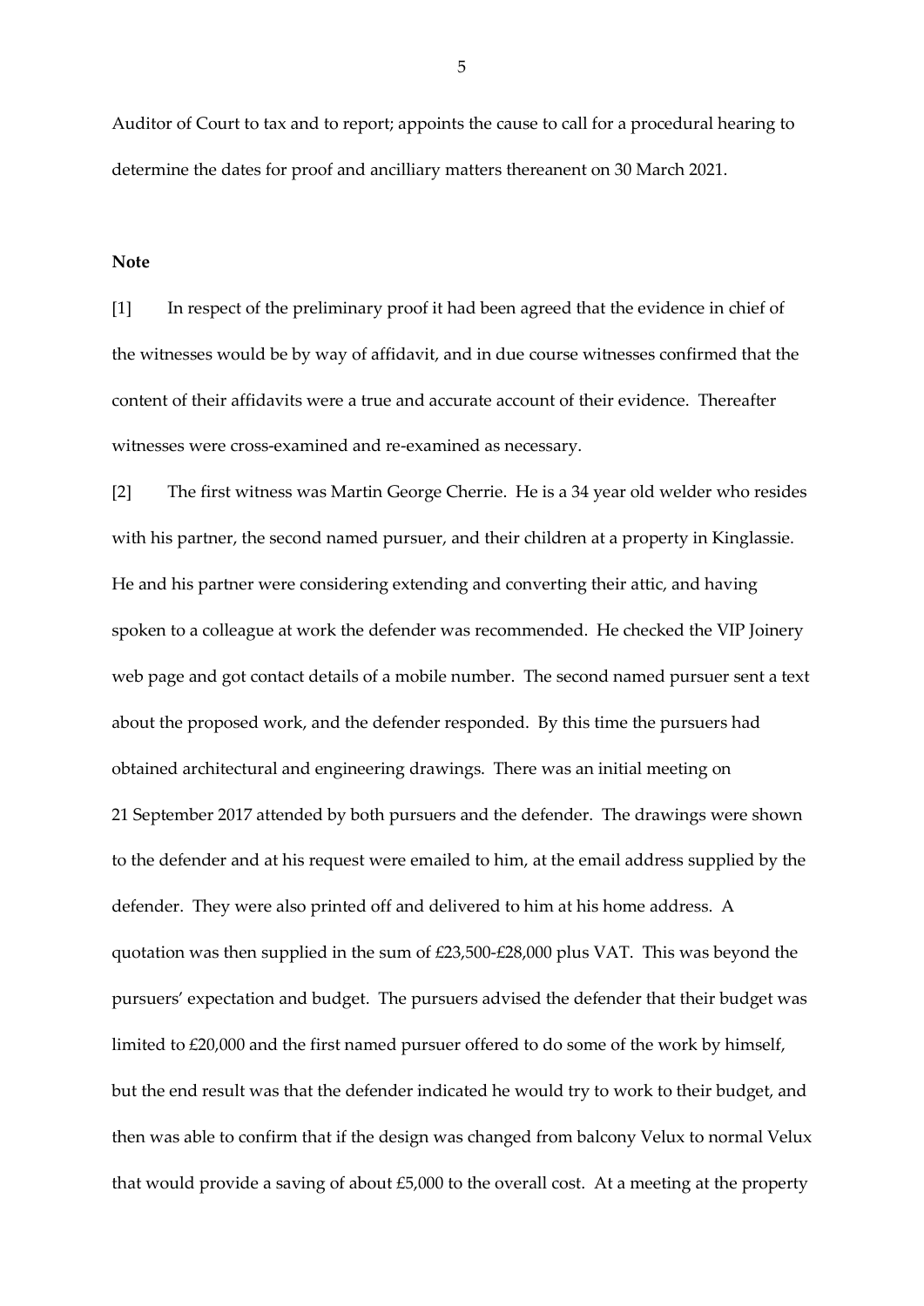Auditor of Court to tax and to report; appoints the cause to call for a procedural hearing to determine the dates for proof and ancilliary matters thereanent on 30 March 2021.

**Note**

[1] In respect of the preliminary proof it had been agreed that the evidence in chief of the witnesses would be by way of affidavit, and in due course witnesses confirmed that the content of their affidavits were a true and accurate account of their evidence. Thereafter witnesses were cross-examined and re-examined as necessary.

[2] The first witness was Martin George Cherrie. He is a 34 year old welder who resides with his partner, the second named pursuer, and their children at a property in Kinglassie. He and his partner were considering extending and converting their attic, and having spoken to a colleague at work the defender was recommended. He checked the VIP Joinery web page and got contact details of a mobile number. The second named pursuer sent a text about the proposed work, and the defender responded. By this time the pursuers had obtained architectural and engineering drawings. There was an initial meeting on 21 September 2017 attended by both pursuers and the defender. The drawings were shown to the defender and at his request were emailed to him, at the email address supplied by the defender. They were also printed off and delivered to him at his home address. A quotation was then supplied in the sum of £23,500-£28,000 plus VAT. This was beyond the pursuers' expectation and budget. The pursuers advised the defender that their budget was limited to £20,000 and the first named pursuer offered to do some of the work by himself, but the end result was that the defender indicated he would try to work to their budget, and then was able to confirm that if the design was changed from balcony Velux to normal Velux that would provide a saving of about £5,000 to the overall cost. At a meeting at the property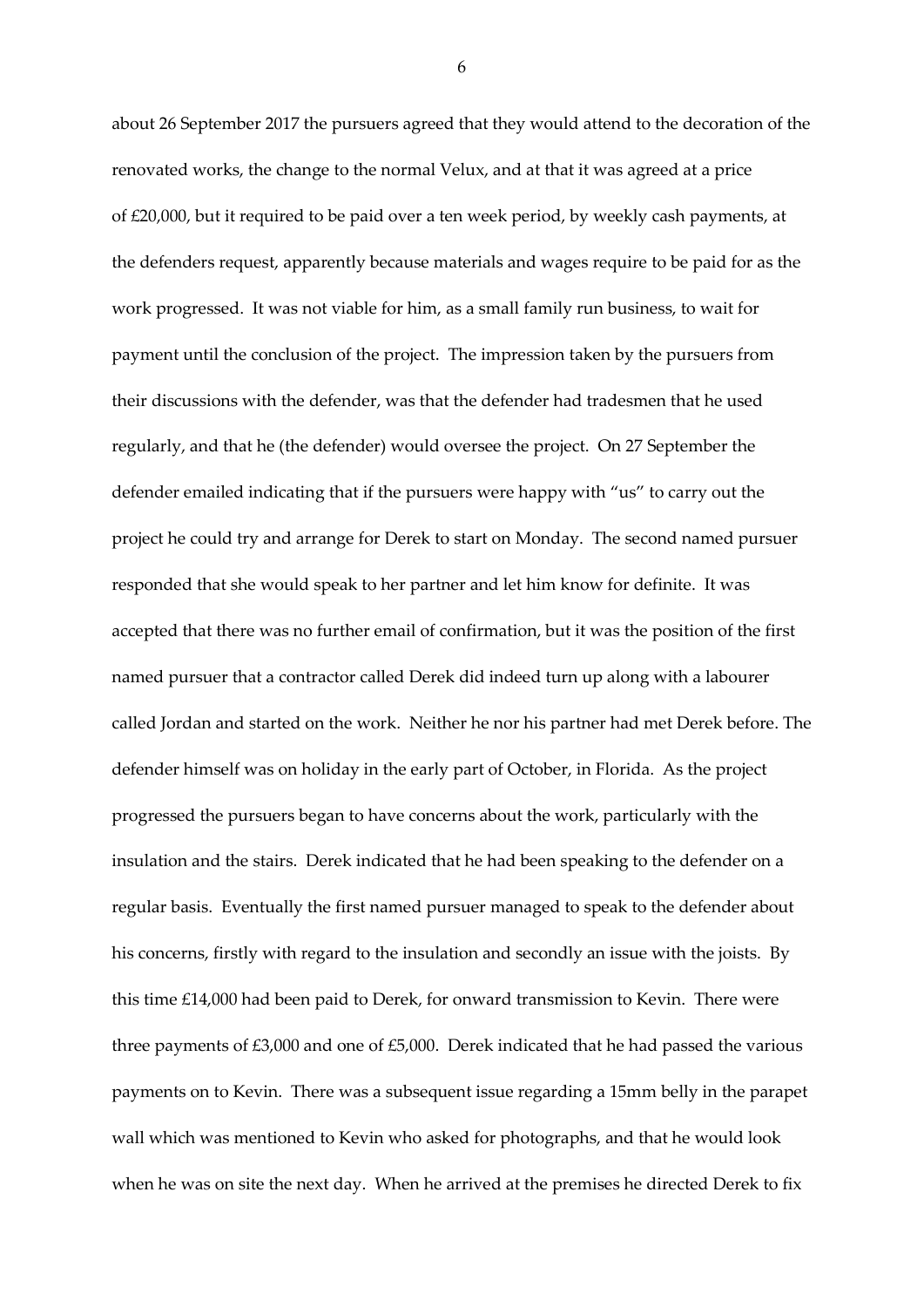about 26 September 2017 the pursuers agreed that they would attend to the decoration of the renovated works, the change to the normal Velux, and at that it was agreed at a price of £20,000, but it required to be paid over a ten week period, by weekly cash payments, at the defenders request, apparently because materials and wages require to be paid for as the work progressed. It was not viable for him, as a small family run business, to wait for payment until the conclusion of the project. The impression taken by the pursuers from their discussions with the defender, was that the defender had tradesmen that he used regularly, and that he (the defender) would oversee the project. On 27 September the defender emailed indicating that if the pursuers were happy with "us" to carry out the project he could try and arrange for Derek to start on Monday. The second named pursuer responded that she would speak to her partner and let him know for definite. It was accepted that there was no further email of confirmation, but it was the position of the first named pursuer that a contractor called Derek did indeed turn up along with a labourer called Jordan and started on the work. Neither he nor his partner had met Derek before. The defender himself was on holiday in the early part of October, in Florida. As the project progressed the pursuers began to have concerns about the work, particularly with the insulation and the stairs. Derek indicated that he had been speaking to the defender on a regular basis. Eventually the first named pursuer managed to speak to the defender about his concerns, firstly with regard to the insulation and secondly an issue with the joists. By this time £14,000 had been paid to Derek, for onward transmission to Kevin. There were three payments of £3,000 and one of £5,000. Derek indicated that he had passed the various payments on to Kevin. There was a subsequent issue regarding a 15mm belly in the parapet wall which was mentioned to Kevin who asked for photographs, and that he would look when he was on site the next day. When he arrived at the premises he directed Derek to fix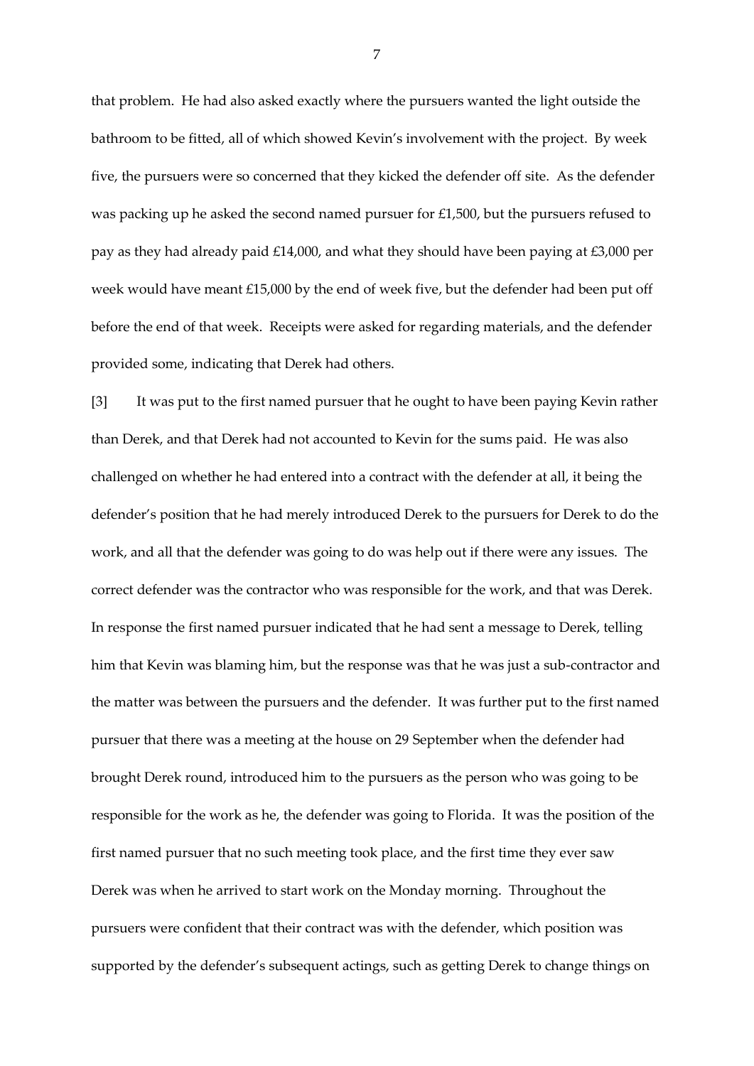that problem. He had also asked exactly where the pursuers wanted the light outside the bathroom to be fitted, all of which showed Kevin's involvement with the project. By week five, the pursuers were so concerned that they kicked the defender off site. As the defender was packing up he asked the second named pursuer for £1,500, but the pursuers refused to pay as they had already paid £14,000, and what they should have been paying at £3,000 per week would have meant £15,000 by the end of week five, but the defender had been put off before the end of that week. Receipts were asked for regarding materials, and the defender provided some, indicating that Derek had others.

[3] It was put to the first named pursuer that he ought to have been paying Kevin rather than Derek, and that Derek had not accounted to Kevin for the sums paid. He was also challenged on whether he had entered into a contract with the defender at all, it being the defender's position that he had merely introduced Derek to the pursuers for Derek to do the work, and all that the defender was going to do was help out if there were any issues. The correct defender was the contractor who was responsible for the work, and that was Derek. In response the first named pursuer indicated that he had sent a message to Derek, telling him that Kevin was blaming him, but the response was that he was just a sub-contractor and the matter was between the pursuers and the defender. It was further put to the first named pursuer that there was a meeting at the house on 29 September when the defender had brought Derek round, introduced him to the pursuers as the person who was going to be responsible for the work as he, the defender was going to Florida. It was the position of the first named pursuer that no such meeting took place, and the first time they ever saw Derek was when he arrived to start work on the Monday morning. Throughout the pursuers were confident that their contract was with the defender, which position was supported by the defender's subsequent actings, such as getting Derek to change things on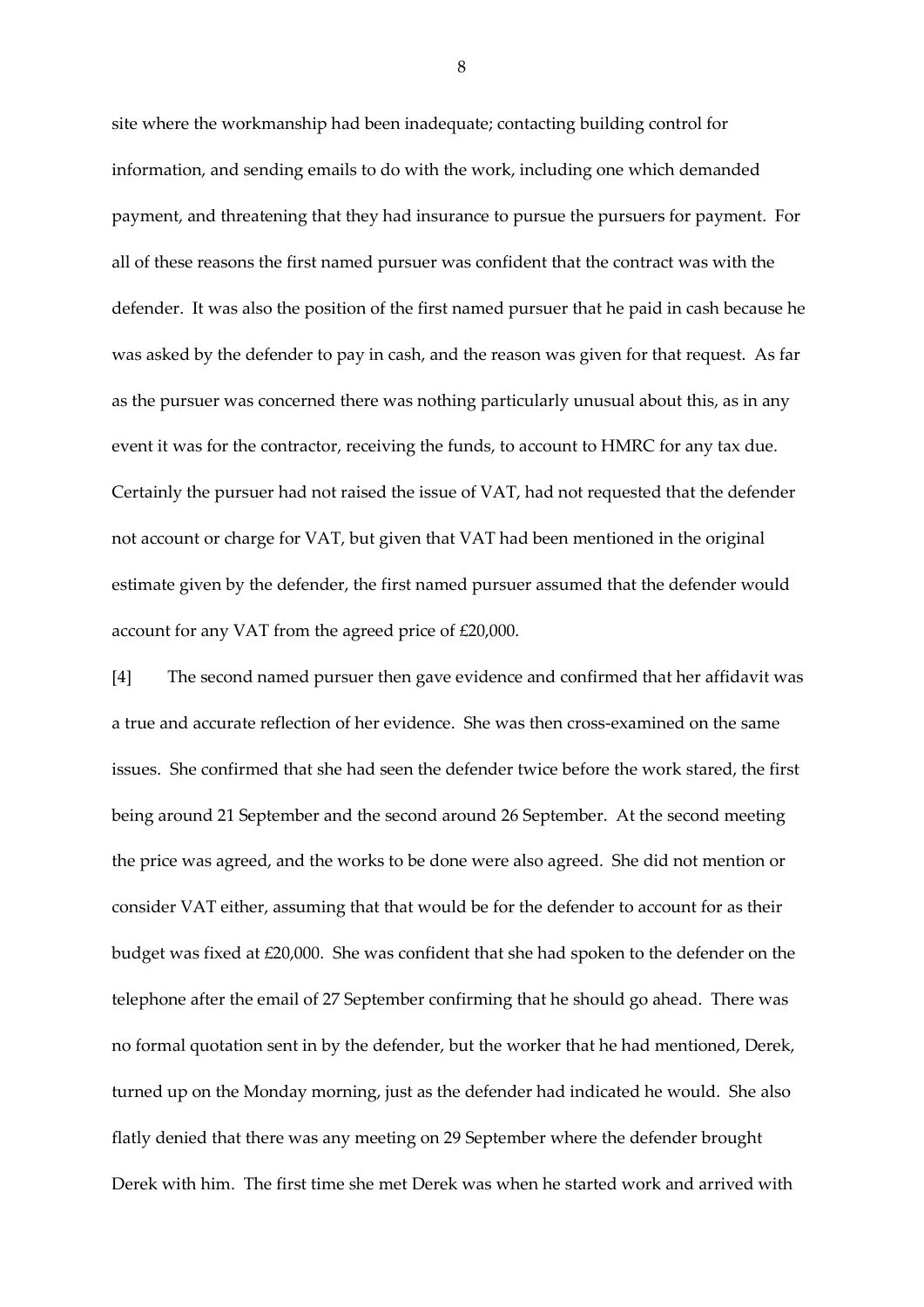site where the workmanship had been inadequate; contacting building control for information, and sending emails to do with the work, including one which demanded payment, and threatening that they had insurance to pursue the pursuers for payment. For all of these reasons the first named pursuer was confident that the contract was with the defender. It was also the position of the first named pursuer that he paid in cash because he was asked by the defender to pay in cash, and the reason was given for that request. As far as the pursuer was concerned there was nothing particularly unusual about this, as in any event it was for the contractor, receiving the funds, to account to HMRC for any tax due. Certainly the pursuer had not raised the issue of VAT, had not requested that the defender not account or charge for VAT, but given that VAT had been mentioned in the original estimate given by the defender, the first named pursuer assumed that the defender would account for any VAT from the agreed price of £20,000.

[4] The second named pursuer then gave evidence and confirmed that her affidavit was a true and accurate reflection of her evidence. She was then cross-examined on the same issues. She confirmed that she had seen the defender twice before the work stared, the first being around 21 September and the second around 26 September. At the second meeting the price was agreed, and the works to be done were also agreed. She did not mention or consider VAT either, assuming that that would be for the defender to account for as their budget was fixed at £20,000. She was confident that she had spoken to the defender on the telephone after the email of 27 September confirming that he should go ahead. There was no formal quotation sent in by the defender, but the worker that he had mentioned, Derek, turned up on the Monday morning, just as the defender had indicated he would. She also flatly denied that there was any meeting on 29 September where the defender brought Derek with him. The first time she met Derek was when he started work and arrived with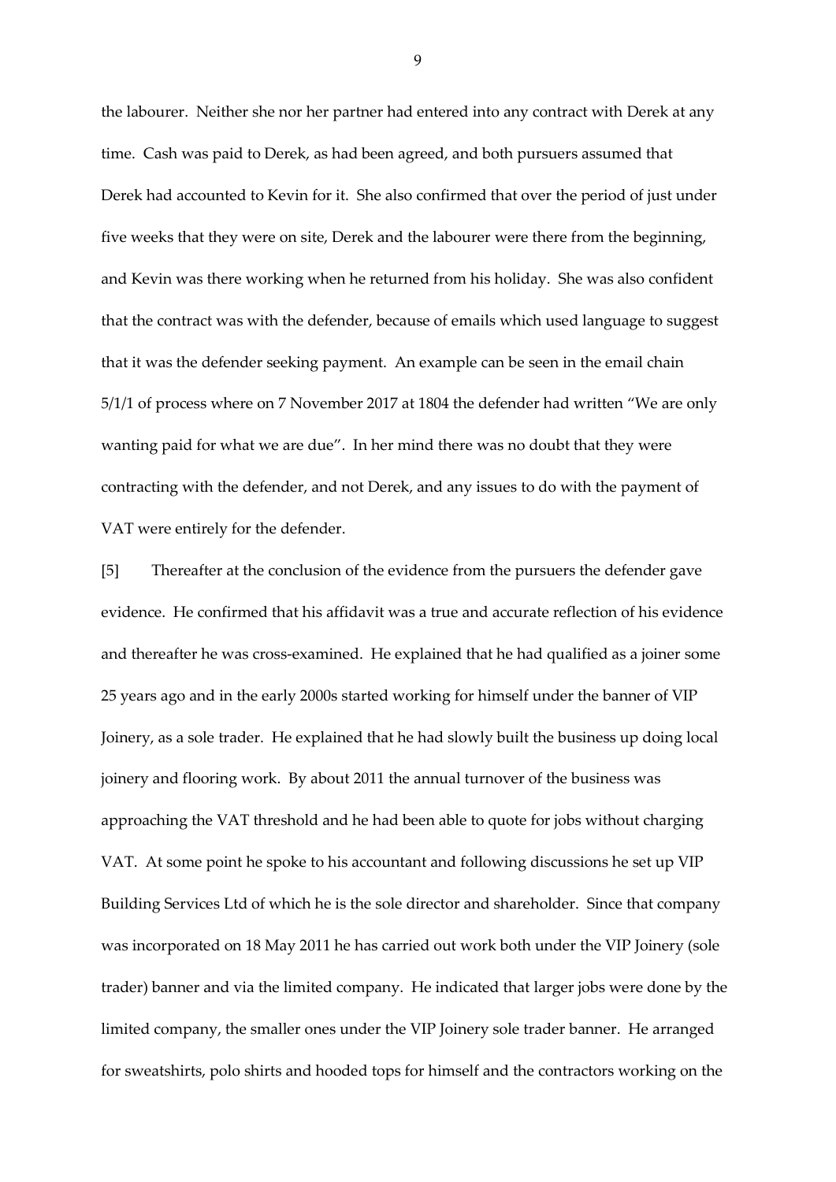the labourer. Neither she nor her partner had entered into any contract with Derek at any time. Cash was paid to Derek, as had been agreed, and both pursuers assumed that Derek had accounted to Kevin for it. She also confirmed that over the period of just under five weeks that they were on site, Derek and the labourer were there from the beginning, and Kevin was there working when he returned from his holiday. She was also confident that the contract was with the defender, because of emails which used language to suggest that it was the defender seeking payment. An example can be seen in the email chain 5/1/1 of process where on 7 November 2017 at 1804 the defender had written "We are only wanting paid for what we are due". In her mind there was no doubt that they were contracting with the defender, and not Derek, and any issues to do with the payment of VAT were entirely for the defender.

[5] Thereafter at the conclusion of the evidence from the pursuers the defender gave evidence. He confirmed that his affidavit was a true and accurate reflection of his evidence and thereafter he was cross-examined. He explained that he had qualified as a joiner some 25 years ago and in the early 2000s started working for himself under the banner of VIP Joinery, as a sole trader. He explained that he had slowly built the business up doing local joinery and flooring work. By about 2011 the annual turnover of the business was approaching the VAT threshold and he had been able to quote for jobs without charging VAT. At some point he spoke to his accountant and following discussions he set up VIP Building Services Ltd of which he is the sole director and shareholder. Since that company was incorporated on 18 May 2011 he has carried out work both under the VIP Joinery (sole trader) banner and via the limited company. He indicated that larger jobs were done by the limited company, the smaller ones under the VIP Joinery sole trader banner. He arranged for sweatshirts, polo shirts and hooded tops for himself and the contractors working on the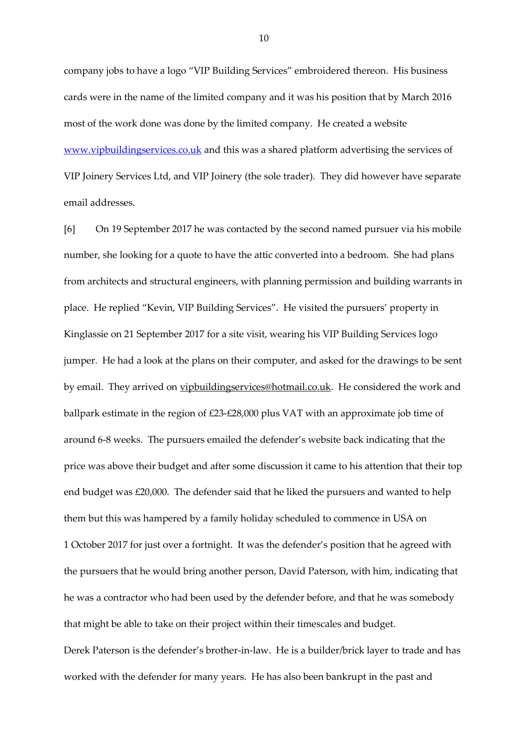company jobs to have a logo "VIP Building Services" embroidered thereon. His business cards were in the name of the limited company and it was his position that by March 2016 most of the work done was done by the limited company. He created a website [www.vipbuildingservices.co.uk](http://www.vipbuildingservices.co.uk) and this was a shared platform advertising the services of VIP Joinery Services Ltd, and VIP Joinery (the sole trader). They did however have separate email addresses.

[6] On 19 September 2017 he was contacted by the second named pursuer via his mobile number, she looking for a quote to have the attic converted into a bedroom. She had plans from architects and structural engineers, with planning permission and building warrants in place. He replied "Kevin, VIP Building Services". He visited the pursuers' property in Kinglassie on 21 September 2017 for a site visit, wearing his VIP Building Services logo jumper. He had a look at the plans on their computer, and asked for the drawings to be sent by email. They arrived on vipbuildingservices@hotmail.co.uk. He considered the work and ballpark estimate in the region of £23-£28,000 plus VAT with an approximate job time of around 6-8 weeks. The pursuers emailed the defender's website back indicating that the price was above their budget and after some discussion it came to his attention that their top end budget was £20,000. The defender said that he liked the pursuers and wanted to help them but this was hampered by a family holiday scheduled to commence in USA on 1 October 2017 for just over a fortnight. It was the defender's position that he agreed with the pursuers that he would bring another person, David Paterson, with him, indicating that he was a contractor who had been used by the defender before, and that he was somebody that might be able to take on their project within their timescales and budget.

Derek Paterson is the defender's brother-in-law. He is a builder/brick layer to trade and has worked with the defender for many years. He has also been bankrupt in the past and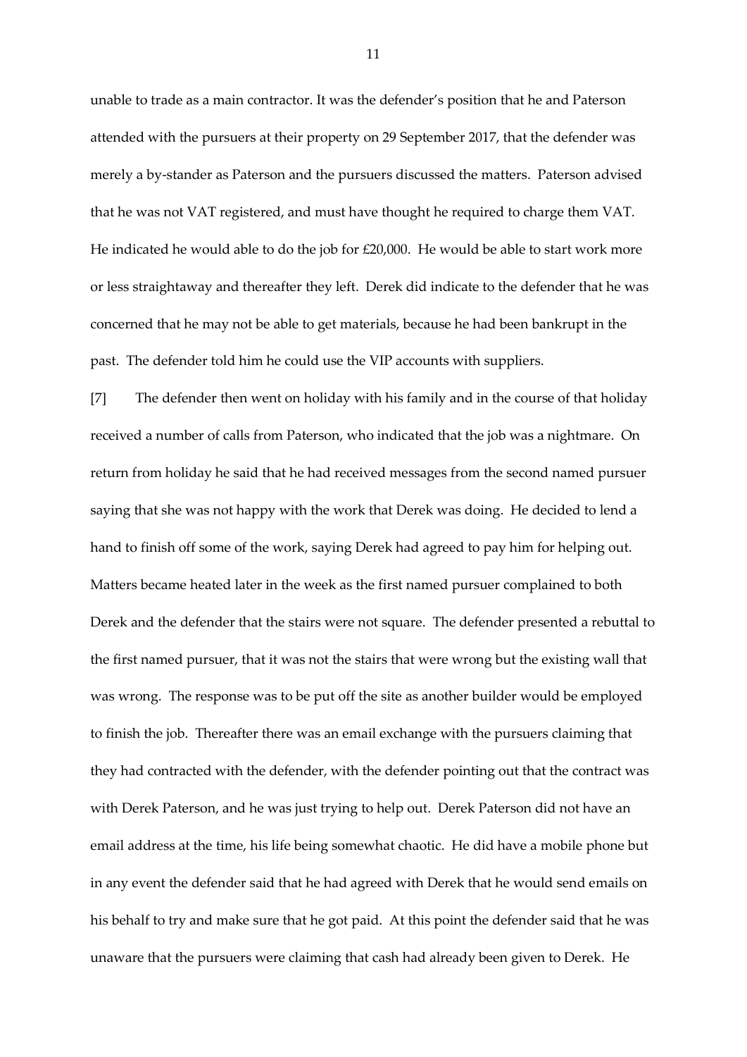unable to trade as a main contractor. It was the defender's position that he and Paterson attended with the pursuers at their property on 29 September 2017, that the defender was merely a by-stander as Paterson and the pursuers discussed the matters. Paterson advised that he was not VAT registered, and must have thought he required to charge them VAT. He indicated he would able to do the job for £20,000. He would be able to start work more or less straightaway and thereafter they left. Derek did indicate to the defender that he was concerned that he may not be able to get materials, because he had been bankrupt in the past. The defender told him he could use the VIP accounts with suppliers.

[7] The defender then went on holiday with his family and in the course of that holiday received a number of calls from Paterson, who indicated that the job was a nightmare. On return from holiday he said that he had received messages from the second named pursuer saying that she was not happy with the work that Derek was doing. He decided to lend a hand to finish off some of the work, saying Derek had agreed to pay him for helping out. Matters became heated later in the week as the first named pursuer complained to both Derek and the defender that the stairs were not square. The defender presented a rebuttal to the first named pursuer, that it was not the stairs that were wrong but the existing wall that was wrong. The response was to be put off the site as another builder would be employed to finish the job. Thereafter there was an email exchange with the pursuers claiming that they had contracted with the defender, with the defender pointing out that the contract was with Derek Paterson, and he was just trying to help out. Derek Paterson did not have an email address at the time, his life being somewhat chaotic. He did have a mobile phone but in any event the defender said that he had agreed with Derek that he would send emails on his behalf to try and make sure that he got paid. At this point the defender said that he was unaware that the pursuers were claiming that cash had already been given to Derek. He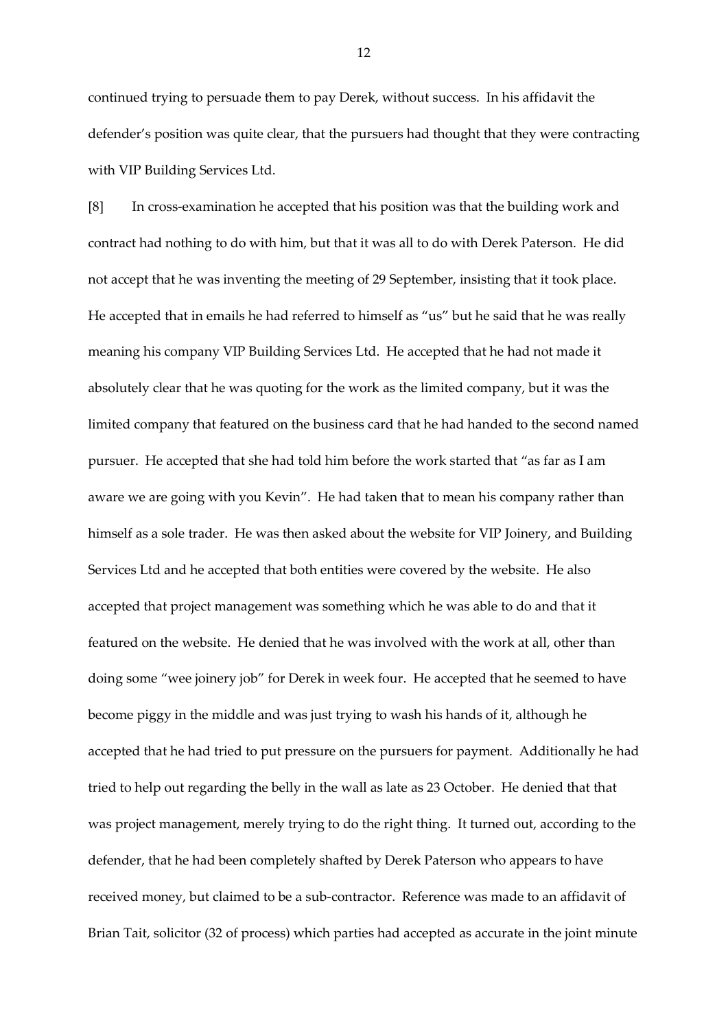continued trying to persuade them to pay Derek, without success. In his affidavit the defender's position was quite clear, that the pursuers had thought that they were contracting with VIP Building Services Ltd.

[8] In cross-examination he accepted that his position was that the building work and contract had nothing to do with him, but that it was all to do with Derek Paterson. He did not accept that he was inventing the meeting of 29 September, insisting that it took place. He accepted that in emails he had referred to himself as "us" but he said that he was really meaning his company VIP Building Services Ltd. He accepted that he had not made it absolutely clear that he was quoting for the work as the limited company, but it was the limited company that featured on the business card that he had handed to the second named pursuer. He accepted that she had told him before the work started that "as far as I am aware we are going with you Kevin". He had taken that to mean his company rather than himself as a sole trader. He was then asked about the website for VIP Joinery, and Building Services Ltd and he accepted that both entities were covered by the website. He also accepted that project management was something which he was able to do and that it featured on the website. He denied that he was involved with the work at all, other than doing some "wee joinery job" for Derek in week four. He accepted that he seemed to have become piggy in the middle and was just trying to wash his hands of it, although he accepted that he had tried to put pressure on the pursuers for payment. Additionally he had tried to help out regarding the belly in the wall as late as 23 October. He denied that that was project management, merely trying to do the right thing. It turned out, according to the defender, that he had been completely shafted by Derek Paterson who appears to have received money, but claimed to be a sub-contractor. Reference was made to an affidavit of Brian Tait, solicitor (32 of process) which parties had accepted as accurate in the joint minute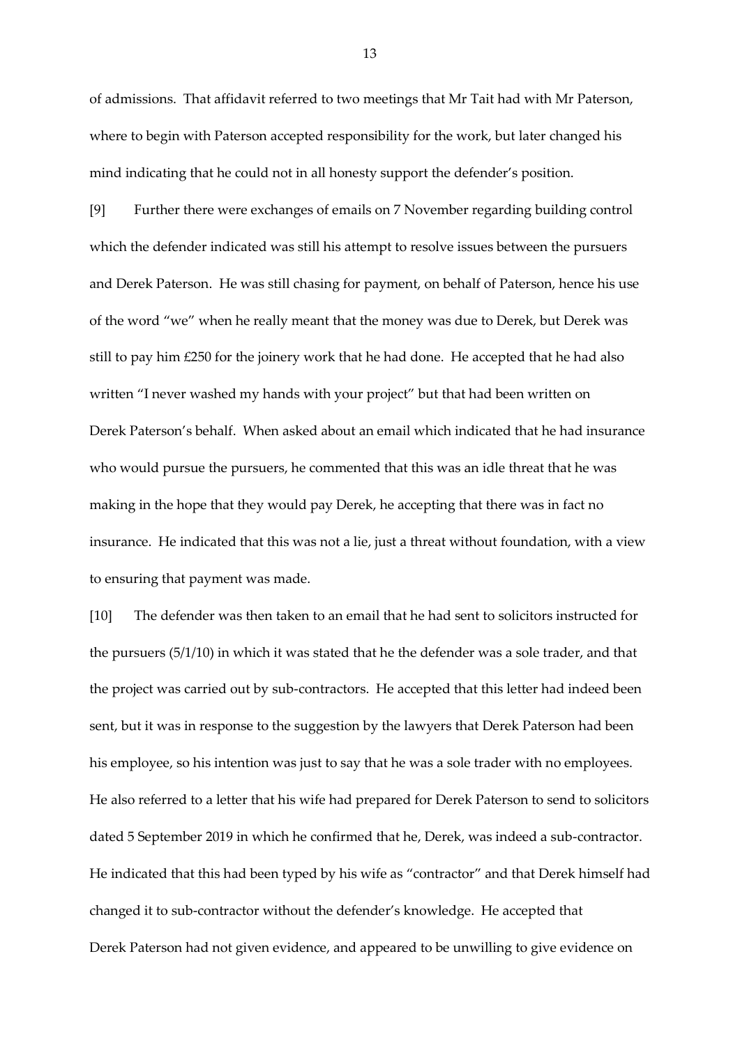of admissions. That affidavit referred to two meetings that Mr Tait had with Mr Paterson, where to begin with Paterson accepted responsibility for the work, but later changed his mind indicating that he could not in all honesty support the defender's position.

[9] Further there were exchanges of emails on 7 November regarding building control which the defender indicated was still his attempt to resolve issues between the pursuers and Derek Paterson. He was still chasing for payment, on behalf of Paterson, hence his use of the word "we" when he really meant that the money was due to Derek, but Derek was still to pay him £250 for the joinery work that he had done. He accepted that he had also written "I never washed my hands with your project" but that had been written on Derek Paterson's behalf. When asked about an email which indicated that he had insurance who would pursue the pursuers, he commented that this was an idle threat that he was making in the hope that they would pay Derek, he accepting that there was in fact no insurance. He indicated that this was not a lie, just a threat without foundation, with a view to ensuring that payment was made.

[10] The defender was then taken to an email that he had sent to solicitors instructed for the pursuers (5/1/10) in which it was stated that he the defender was a sole trader, and that the project was carried out by sub-contractors. He accepted that this letter had indeed been sent, but it was in response to the suggestion by the lawyers that Derek Paterson had been his employee, so his intention was just to say that he was a sole trader with no employees. He also referred to a letter that his wife had prepared for Derek Paterson to send to solicitors dated 5 September 2019 in which he confirmed that he, Derek, was indeed a sub-contractor. He indicated that this had been typed by his wife as "contractor" and that Derek himself had changed it to sub-contractor without the defender's knowledge. He accepted that Derek Paterson had not given evidence, and appeared to be unwilling to give evidence on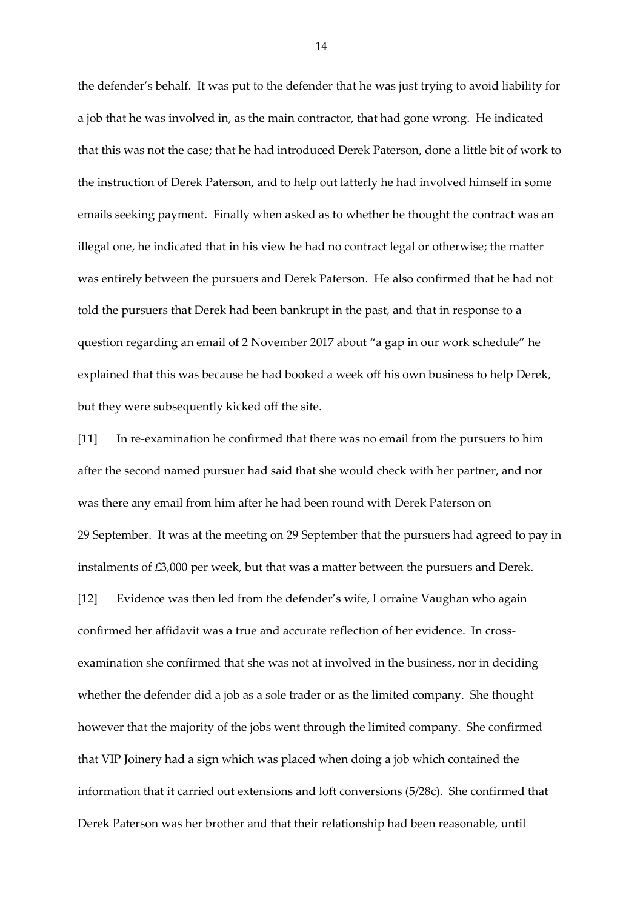the defender's behalf. It was put to the defender that he was just trying to avoid liability for a job that he was involved in, as the main contractor, that had gone wrong. He indicated that this was not the case; that he had introduced Derek Paterson, done a little bit of work to the instruction of Derek Paterson, and to help out latterly he had involved himself in some emails seeking payment. Finally when asked as to whether he thought the contract was an illegal one, he indicated that in his view he had no contract legal or otherwise; the matter was entirely between the pursuers and Derek Paterson. He also confirmed that he had not told the pursuers that Derek had been bankrupt in the past, and that in response to a question regarding an email of 2 November 2017 about "a gap in our work schedule" he explained that this was because he had booked a week off his own business to help Derek, but they were subsequently kicked off the site.

[11] In re-examination he confirmed that there was no email from the pursuers to him after the second named pursuer had said that she would check with her partner, and nor was there any email from him after he had been round with Derek Paterson on 29 September. It was at the meeting on 29 September that the pursuers had agreed to pay in instalments of £3,000 per week, but that was a matter between the pursuers and Derek.

[12] Evidence was then led from the defender's wife, Lorraine Vaughan who again confirmed her affidavit was a true and accurate reflection of her evidence. In cross-examination she confirmed that she was not at involved in the business, nor in deciding whether the defender did a job as a sole trader or as the limited company. She thought however that the majority of the jobs went through the limited company. She confirmed that VIP Joinery had a sign which was placed when doing a job which contained the information that it carried out extensions and loft conversions (5/28c). She confirmed that Derek Paterson was her brother and that their relationship had been reasonable, until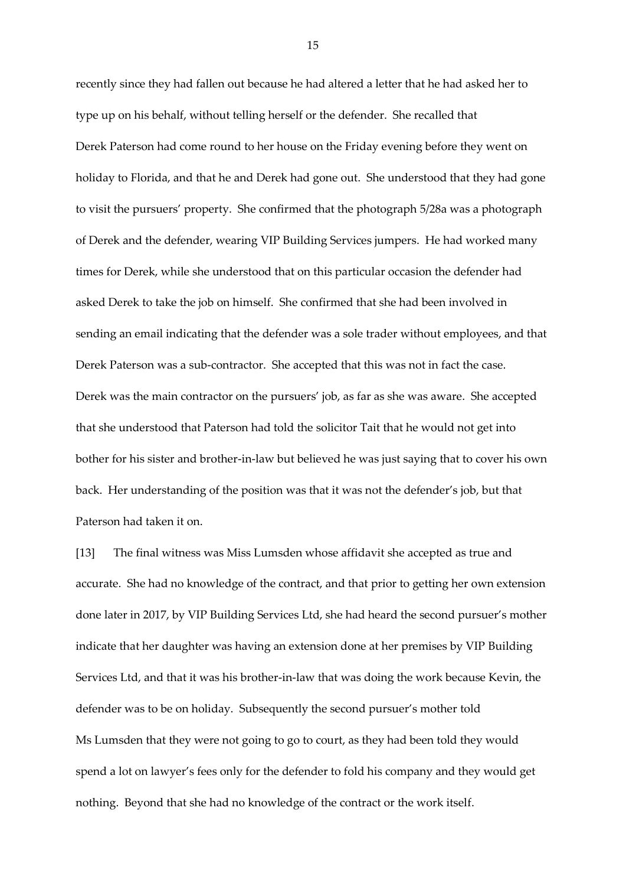recently since they had fallen out because he had altered a letter that he had asked her to type up on his behalf, without telling herself or the defender. She recalled that Derek Paterson had come round to her house on the Friday evening before they went on holiday to Florida, and that he and Derek had gone out. She understood that they had gone to visit the pursuers' property. She confirmed that the photograph 5/28a was a photograph of Derek and the defender, wearing VIP Building Services jumpers. He had worked many times for Derek, while she understood that on this particular occasion the defender had asked Derek to take the job on himself. She confirmed that she had been involved in sending an email indicating that the defender was a sole trader without employees, and that Derek Paterson was a sub-contractor. She accepted that this was not in fact the case. Derek was the main contractor on the pursuers' job, as far as she was aware. She accepted that she understood that Paterson had told the solicitor Tait that he would not get into bother for his sister and brother-in-law but believed he was just saying that to cover his own back. Her understanding of the position was that it was not the defender's job, but that Paterson had taken it on.

[13] The final witness was Miss Lumsden whose affidavit she accepted as true and accurate. She had no knowledge of the contract, and that prior to getting her own extension done later in 2017, by VIP Building Services Ltd, she had heard the second pursuer's mother indicate that her daughter was having an extension done at her premises by VIP Building Services Ltd, and that it was his brother-in-law that was doing the work because Kevin, the defender was to be on holiday. Subsequently the second pursuer's mother told Ms Lumsden that they were not going to go to court, as they had been told they would spend a lot on lawyer's fees only for the defender to fold his company and they would get nothing. Beyond that she had no knowledge of the contract or the work itself.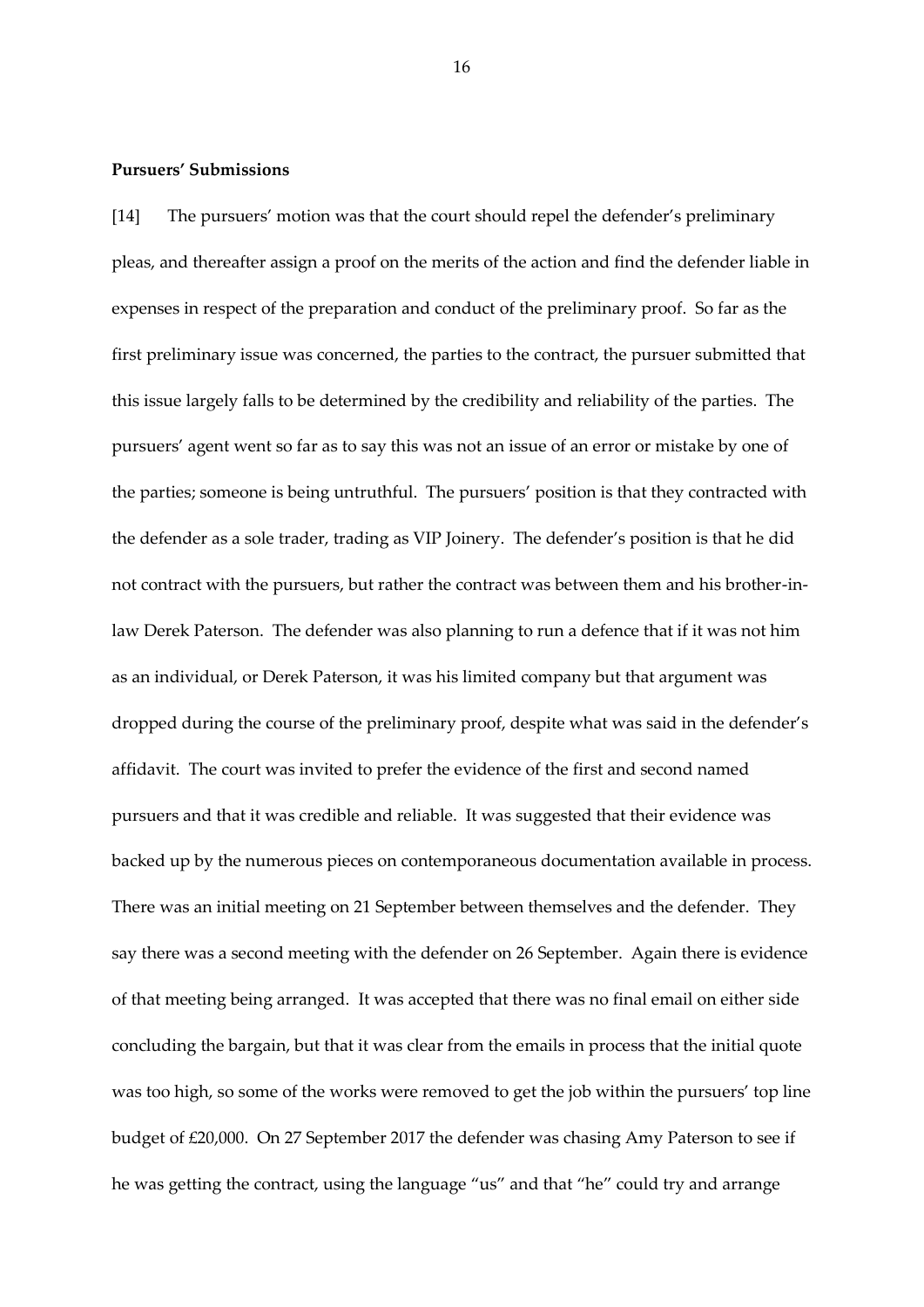**Pursuers' Submissions**

[14] The pursuers' motion was that the court should repel the defender's preliminary pleas, and thereafter assign a proof on the merits of the action and find the defender liable in expenses in respect of the preparation and conduct of the preliminary proof. So far as the first preliminary issue was concerned, the parties to the contract, the pursuer submitted that this issue largely falls to be determined by the credibility and reliability of the parties. The pursuers' agent went so far as to say this was not an issue of an error or mistake by one of the parties; someone is being untruthful. The pursuers' position is that they contracted with the defender as a sole trader, trading as VIP Joinery. The defender's position is that he did not contract with the pursuers, but rather the contract was between them and his brother-in-law Derek Paterson. The defender was also planning to run a defence that if it was not him as an individual, or Derek Paterson, it was his limited company but that argument was dropped during the course of the preliminary proof, despite what was said in the defender's affidavit. The court was invited to prefer the evidence of the first and second named pursuers and that it was credible and reliable. It was suggested that their evidence was backed up by the numerous pieces on contemporaneous documentation available in process. There was an initial meeting on 21 September between themselves and the defender. They say there was a second meeting with the defender on 26 September. Again there is evidence of that meeting being arranged. It was accepted that there was no final email on either side concluding the bargain, but that it was clear from the emails in process that the initial quote was too high, so some of the works were removed to get the job within the pursuers' top line budget of £20,000. On 27 September 2017 the defender was chasing Amy Paterson to see if he was getting the contract, using the language "us" and that "he" could try and arrange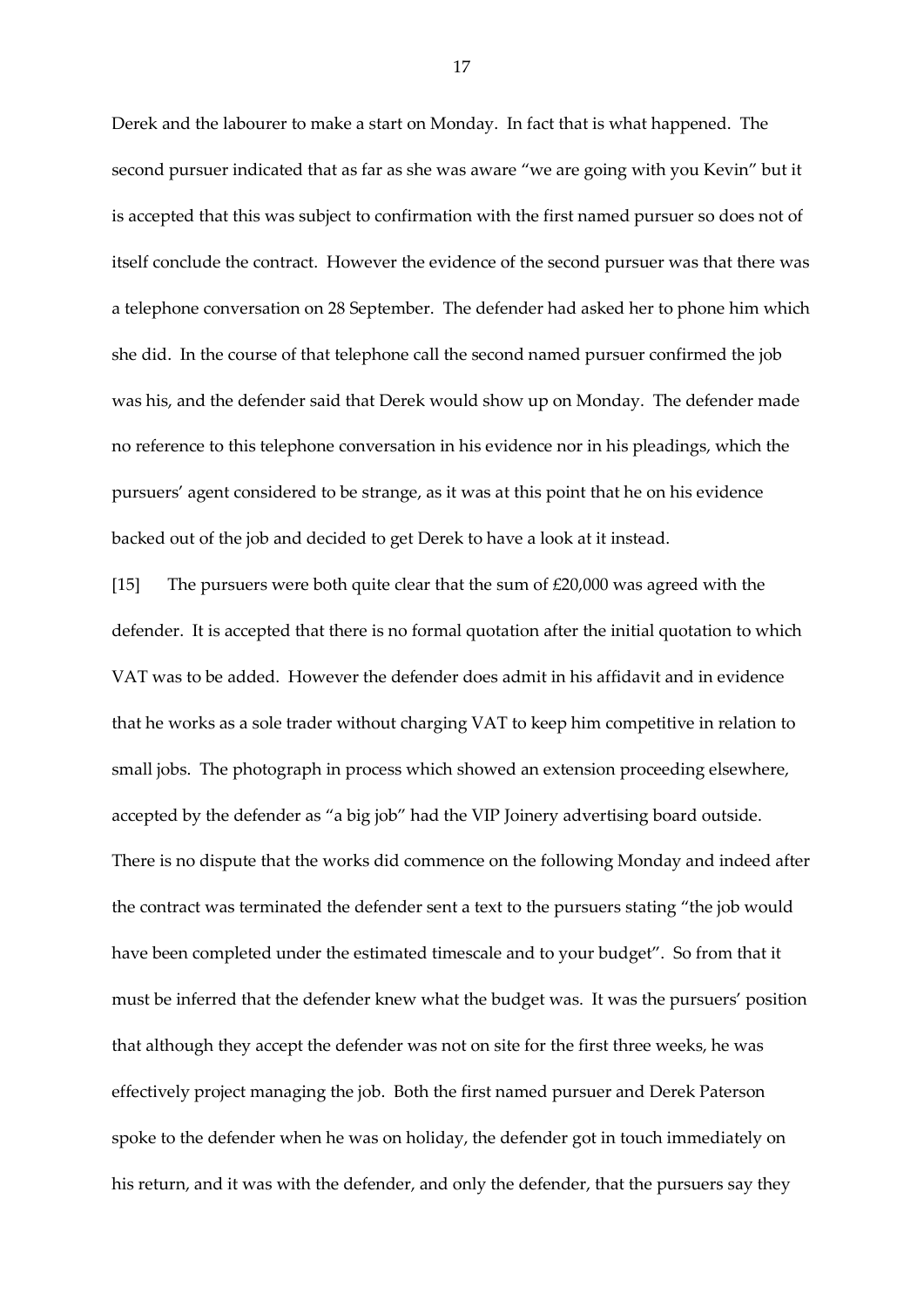Derek and the labourer to make a start on Monday. In fact that is what happened. The second pursuer indicated that as far as she was aware "we are going with you Kevin" but it is accepted that this was subject to confirmation with the first named pursuer so does not of itself conclude the contract. However the evidence of the second pursuer was that there was a telephone conversation on 28 September. The defender had asked her to phone him which she did. In the course of that telephone call the second named pursuer confirmed the job was his, and the defender said that Derek would show up on Monday. The defender made no reference to this telephone conversation in his evidence nor in his pleadings, which the pursuers' agent considered to be strange, as it was at this point that he on his evidence backed out of the job and decided to get Derek to have a look at it instead.

[15] The pursuers were both quite clear that the sum of £20,000 was agreed with the defender. It is accepted that there is no formal quotation after the initial quotation to which VAT was to be added. However the defender does admit in his affidavit and in evidence that he works as a sole trader without charging VAT to keep him competitive in relation to small jobs. The photograph in process which showed an extension proceeding elsewhere, accepted by the defender as "a big job" had the VIP Joinery advertising board outside. There is no dispute that the works did commence on the following Monday and indeed after the contract was terminated the defender sent a text to the pursuers stating "the job would have been completed under the estimated timescale and to your budget". So from that it must be inferred that the defender knew what the budget was. It was the pursuers' position that although they accept the defender was not on site for the first three weeks, he was effectively project managing the job. Both the first named pursuer and Derek Paterson spoke to the defender when he was on holiday, the defender got in touch immediately on his return, and it was with the defender, and only the defender, that the pursuers say they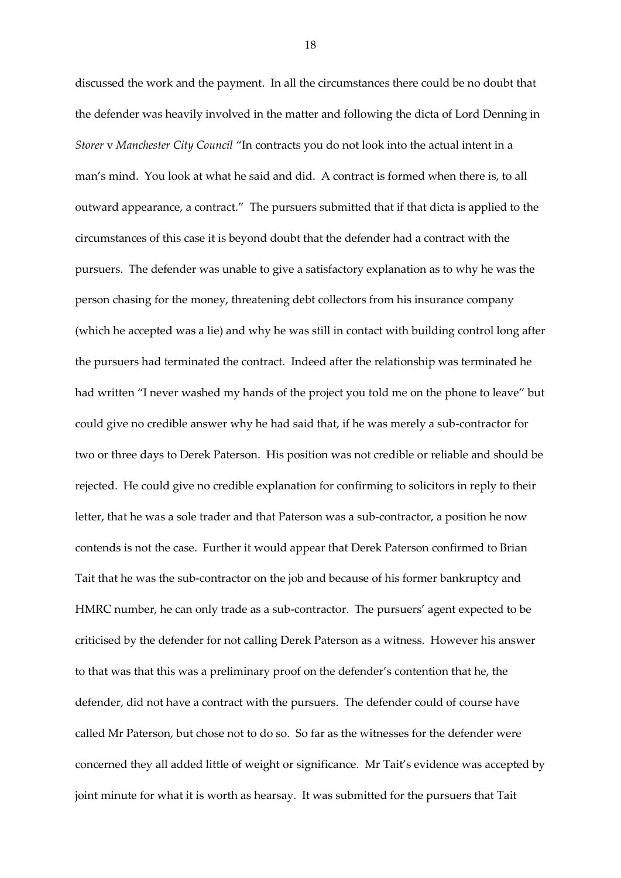discussed the work and the payment. In all the circumstances there could be no doubt that the defender was heavily involved in the matter and following the dicta of Lord Denning in *Storer* v *Manchester City Council* "In contracts you do not look into the actual intent in a man's mind. You look at what he said and did. A contract is formed when there is, to all outward appearance, a contract." The pursuers submitted that if that dicta is applied to the circumstances of this case it is beyond doubt that the defender had a contract with the pursuers. The defender was unable to give a satisfactory explanation as to why he was the person chasing for the money, threatening debt collectors from his insurance company (which he accepted was a lie) and why he was still in contact with building control long after the pursuers had terminated the contract. Indeed after the relationship was terminated he had written "I never washed my hands of the project you told me on the phone to leave" but could give no credible answer why he had said that, if he was merely a sub-contractor for two or three days to Derek Paterson. His position was not credible or reliable and should be rejected. He could give no credible explanation for confirming to solicitors in reply to their letter, that he was a sole trader and that Paterson was a sub-contractor, a position he now contends is not the case. Further it would appear that Derek Paterson confirmed to Brian Tait that he was the sub-contractor on the job and because of his former bankruptcy and HMRC number, he can only trade as a sub-contractor. The pursuers' agent expected to be criticised by the defender for not calling Derek Paterson as a witness. However his answer to that was that this was a preliminary proof on the defender's contention that he, the defender, did not have a contract with the pursuers. The defender could of course have called Mr Paterson, but chose not to do so. So far as the witnesses for the defender were concerned they all added little of weight or significance. Mr Tait's evidence was accepted by joint minute for what it is worth as hearsay. It was submitted for the pursuers that Tait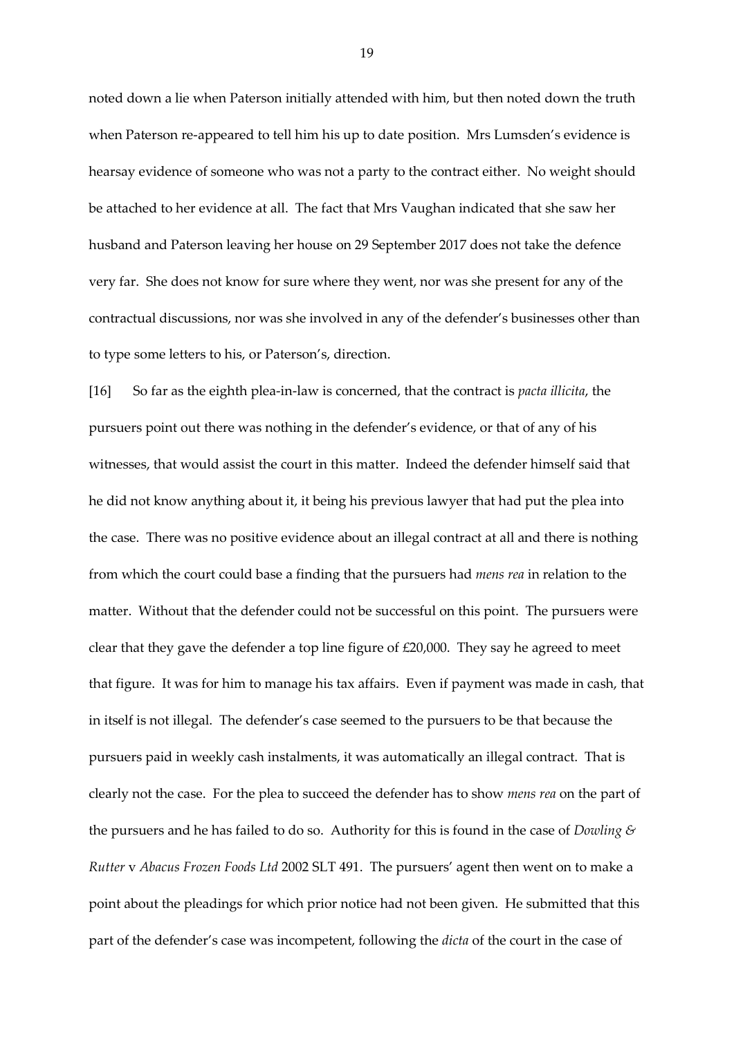noted down a lie when Paterson initially attended with him, but then noted down the truth when Paterson re-appeared to tell him his up to date position. Mrs Lumsden's evidence is hearsay evidence of someone who was not a party to the contract either. No weight should be attached to her evidence at all. The fact that Mrs Vaughan indicated that she saw her husband and Paterson leaving her house on 29 September 2017 does not take the defence very far. She does not know for sure where they went, nor was she present for any of the contractual discussions, nor was she involved in any of the defender's businesses other than to type some letters to his, or Paterson's, direction.

[16] So far as the eighth plea-in-law is concerned, that the contract is *pacta illicita*, the pursuers point out there was nothing in the defender's evidence, or that of any of his witnesses, that would assist the court in this matter. Indeed the defender himself said that he did not know anything about it, it being his previous lawyer that had put the plea into the case. There was no positive evidence about an illegal contract at all and there is nothing from which the court could base a finding that the pursuers had *mens rea* in relation to the matter. Without that the defender could not be successful on this point. The pursuers were clear that they gave the defender a top line figure of £20,000. They say he agreed to meet that figure. It was for him to manage his tax affairs. Even if payment was made in cash, that in itself is not illegal. The defender's case seemed to the pursuers to be that because the pursuers paid in weekly cash instalments, it was automatically an illegal contract. That is clearly not the case. For the plea to succeed the defender has to show *mens rea* on the part of the pursuers and he has failed to do so. Authority for this is found in the case of *Dowling & Rutter* v *Abacus Frozen Foods Ltd* 2002 SLT 491. The pursuers' agent then went on to make a point about the pleadings for which prior notice had not been given. He submitted that this part of the defender's case was incompetent, following the *dicta* of the court in the case of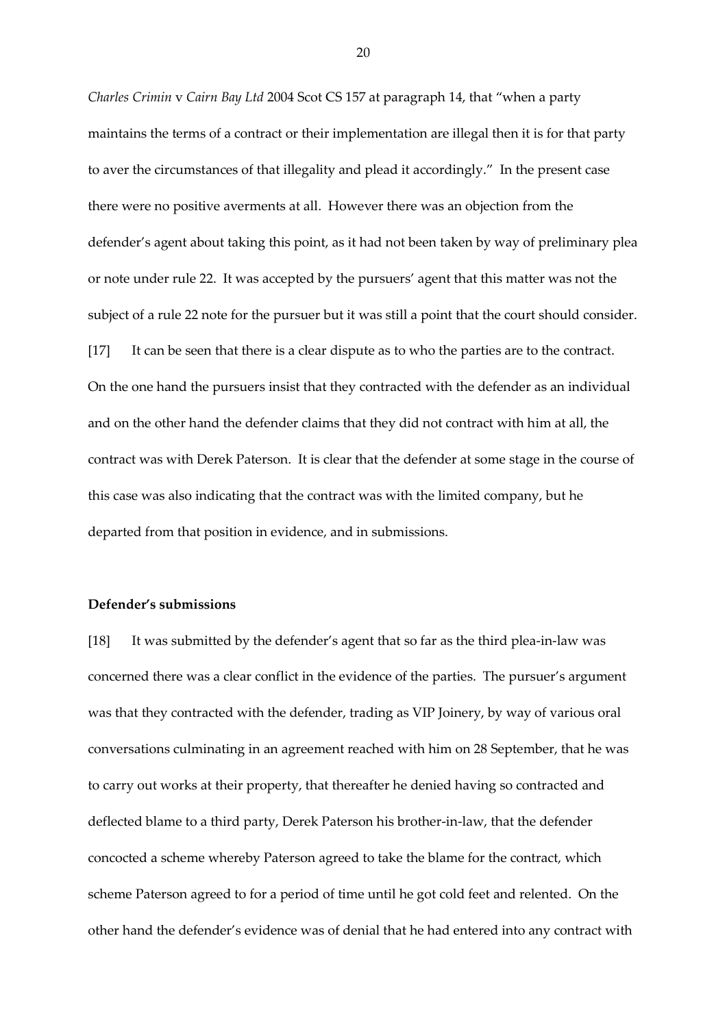*Charles Crimin* v *Cairn Bay Ltd* 2004 Scot CS 157 at paragraph 14, that "when a party maintains the terms of a contract or their implementation are illegal then it is for that party to aver the circumstances of that illegality and plead it accordingly." In the present case there were no positive averments at all. However there was an objection from the defender's agent about taking this point, as it had not been taken by way of preliminary plea or note under rule 22. It was accepted by the pursuers' agent that this matter was not the subject of a rule 22 note for the pursuer but it was still a point that the court should consider.

[17] It can be seen that there is a clear dispute as to who the parties are to the contract. On the one hand the pursuers insist that they contracted with the defender as an individual and on the other hand the defender claims that they did not contract with him at all, the contract was with Derek Paterson. It is clear that the defender at some stage in the course of this case was also indicating that the contract was with the limited company, but he departed from that position in evidence, and in submissions.

**Defender's submissions**

[18] It was submitted by the defender's agent that so far as the third plea-in-law was concerned there was a clear conflict in the evidence of the parties. The pursuer's argument was that they contracted with the defender, trading as VIP Joinery, by way of various oral conversations culminating in an agreement reached with him on 28 September, that he was to carry out works at their property, that thereafter he denied having so contracted and deflected blame to a third party, Derek Paterson his brother-in-law, that the defender concocted a scheme whereby Paterson agreed to take the blame for the contract, which scheme Paterson agreed to for a period of time until he got cold feet and relented. On the other hand the defender's evidence was of denial that he had entered into any contract with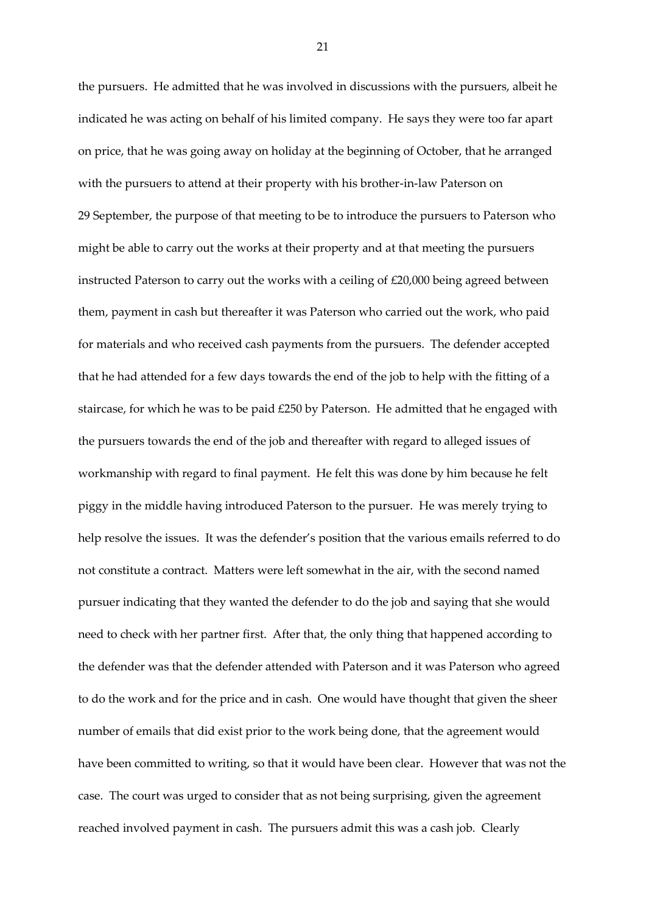the pursuers. He admitted that he was involved in discussions with the pursuers, albeit he indicated he was acting on behalf of his limited company. He says they were too far apart on price, that he was going away on holiday at the beginning of October, that he arranged with the pursuers to attend at their property with his brother-in-law Paterson on 29 September, the purpose of that meeting to be to introduce the pursuers to Paterson who might be able to carry out the works at their property and at that meeting the pursuers instructed Paterson to carry out the works with a ceiling of £20,000 being agreed between them, payment in cash but thereafter it was Paterson who carried out the work, who paid for materials and who received cash payments from the pursuers. The defender accepted that he had attended for a few days towards the end of the job to help with the fitting of a staircase, for which he was to be paid £250 by Paterson. He admitted that he engaged with the pursuers towards the end of the job and thereafter with regard to alleged issues of workmanship with regard to final payment. He felt this was done by him because he felt piggy in the middle having introduced Paterson to the pursuer. He was merely trying to help resolve the issues. It was the defender's position that the various emails referred to do not constitute a contract. Matters were left somewhat in the air, with the second named pursuer indicating that they wanted the defender to do the job and saying that she would need to check with her partner first. After that, the only thing that happened according to the defender was that the defender attended with Paterson and it was Paterson who agreed to do the work and for the price and in cash. One would have thought that given the sheer number of emails that did exist prior to the work being done, that the agreement would have been committed to writing, so that it would have been clear. However that was not the case. The court was urged to consider that as not being surprising, given the agreement reached involved payment in cash. The pursuers admit this was a cash job. Clearly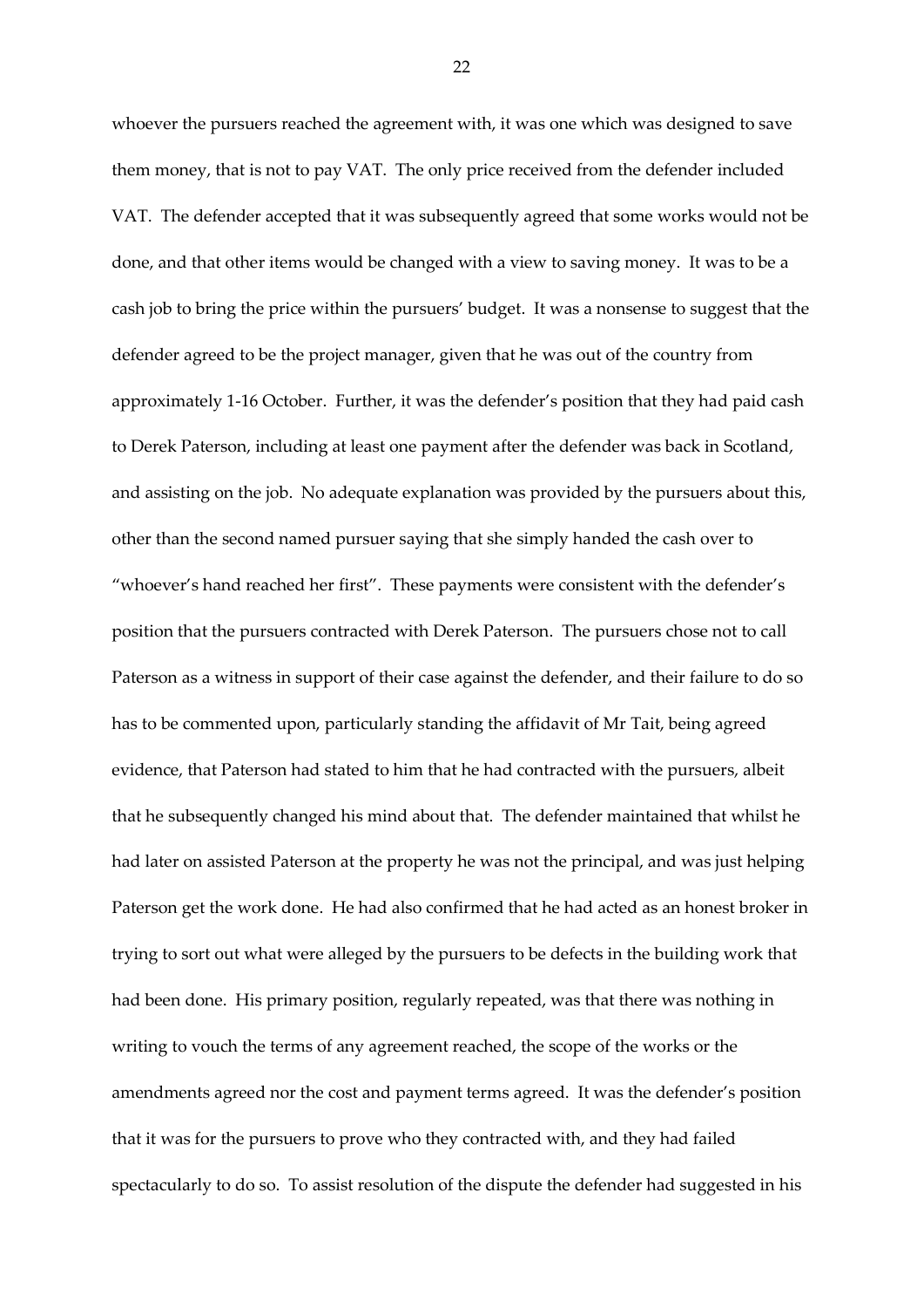whoever the pursuers reached the agreement with, it was one which was designed to save them money, that is not to pay VAT. The only price received from the defender included VAT. The defender accepted that it was subsequently agreed that some works would not be done, and that other items would be changed with a view to saving money. It was to be a cash job to bring the price within the pursuers' budget. It was a nonsense to suggest that the defender agreed to be the project manager, given that he was out of the country from approximately 1-16 October. Further, it was the defender's position that they had paid cash to Derek Paterson, including at least one payment after the defender was back in Scotland, and assisting on the job. No adequate explanation was provided by the pursuers about this, other than the second named pursuer saying that she simply handed the cash over to "whoever's hand reached her first". These payments were consistent with the defender's position that the pursuers contracted with Derek Paterson. The pursuers chose not to call Paterson as a witness in support of their case against the defender, and their failure to do so has to be commented upon, particularly standing the affidavit of Mr Tait, being agreed evidence, that Paterson had stated to him that he had contracted with the pursuers, albeit that he subsequently changed his mind about that. The defender maintained that whilst he had later on assisted Paterson at the property he was not the principal, and was just helping Paterson get the work done. He had also confirmed that he had acted as an honest broker in trying to sort out what were alleged by the pursuers to be defects in the building work that had been done. His primary position, regularly repeated, was that there was nothing in writing to vouch the terms of any agreement reached, the scope of the works or the amendments agreed nor the cost and payment terms agreed. It was the defender's position that it was for the pursuers to prove who they contracted with, and they had failed spectacularly to do so. To assist resolution of the dispute the defender had suggested in his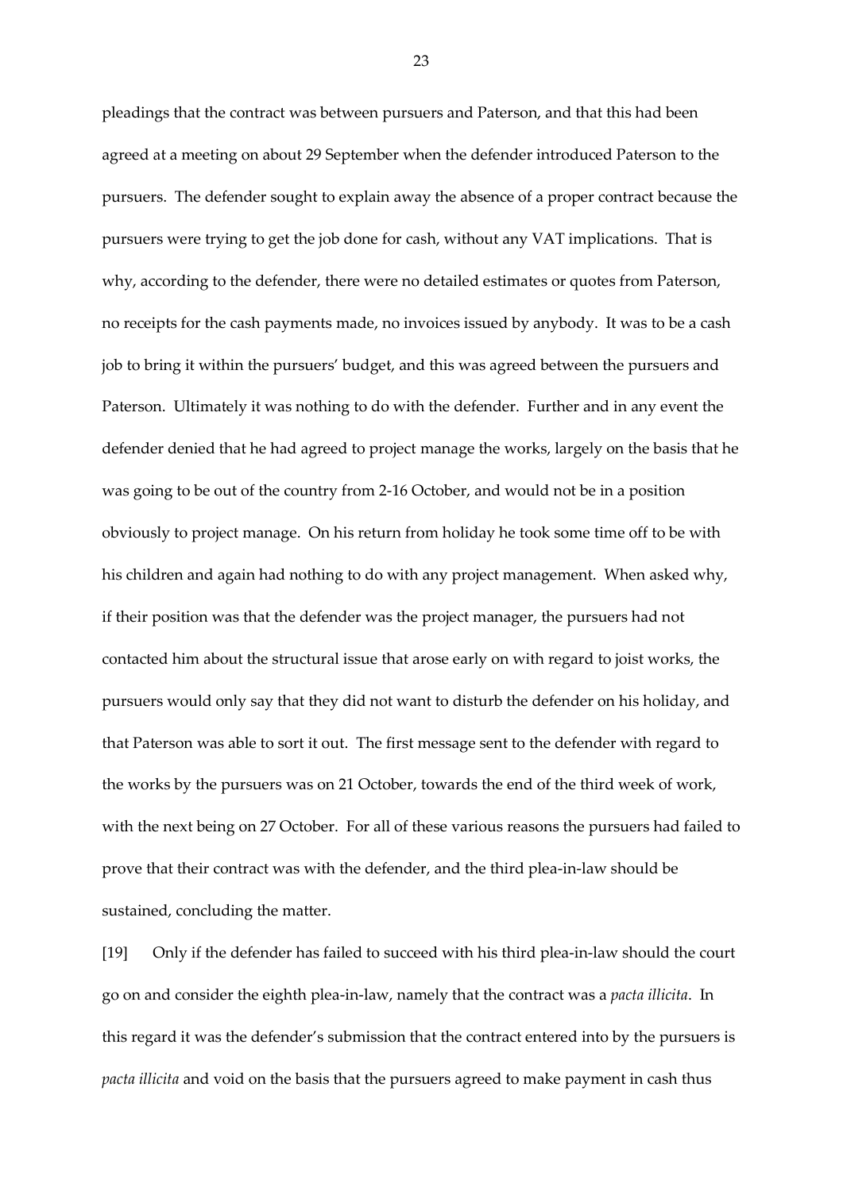pleadings that the contract was between pursuers and Paterson, and that this had been agreed at a meeting on about 29 September when the defender introduced Paterson to the pursuers. The defender sought to explain away the absence of a proper contract because the pursuers were trying to get the job done for cash, without any VAT implications. That is why, according to the defender, there were no detailed estimates or quotes from Paterson, no receipts for the cash payments made, no invoices issued by anybody. It was to be a cash job to bring it within the pursuers' budget, and this was agreed between the pursuers and Paterson. Ultimately it was nothing to do with the defender. Further and in any event the defender denied that he had agreed to project manage the works, largely on the basis that he was going to be out of the country from 2-16 October, and would not be in a position obviously to project manage. On his return from holiday he took some time off to be with his children and again had nothing to do with any project management. When asked why, if their position was that the defender was the project manager, the pursuers had not contacted him about the structural issue that arose early on with regard to joist works, the pursuers would only say that they did not want to disturb the defender on his holiday, and that Paterson was able to sort it out. The first message sent to the defender with regard to the works by the pursuers was on 21 October, towards the end of the third week of work, with the next being on 27 October. For all of these various reasons the pursuers had failed to prove that their contract was with the defender, and the third plea-in-law should be sustained, concluding the matter.

[19] Only if the defender has failed to succeed with his third plea-in-law should the court go on and consider the eighth plea-in-law, namely that the contract was a *pacta illicita*. In this regard it was the defender's submission that the contract entered into by the pursuers is *pacta illicita* and void on the basis that the pursuers agreed to make payment in cash thus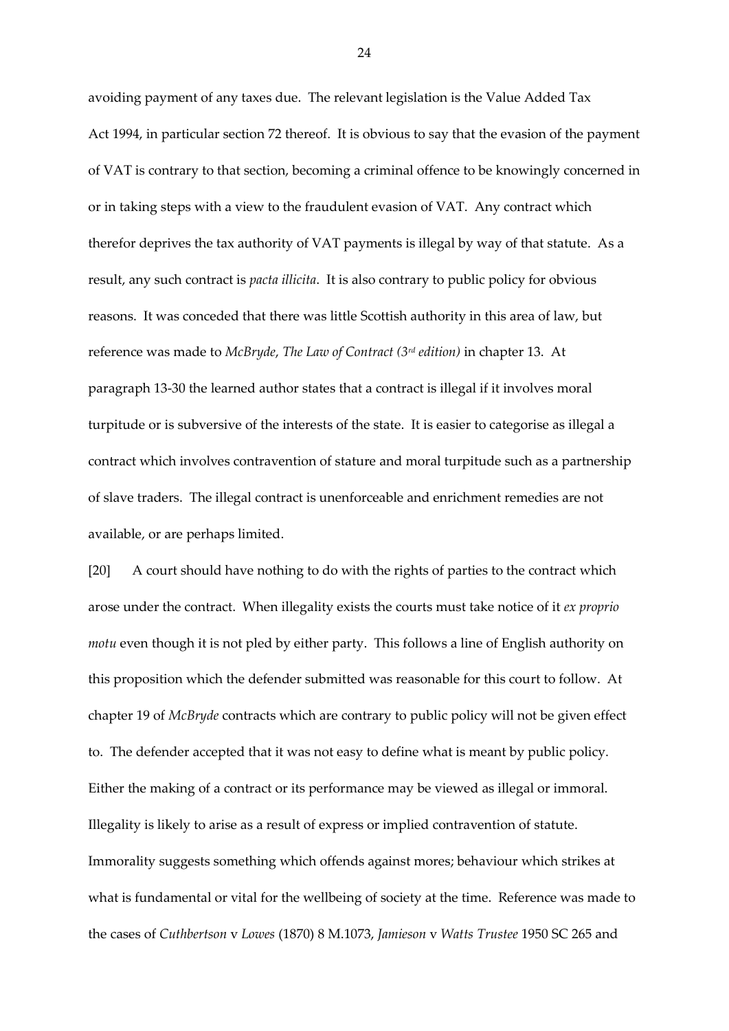avoiding payment of any taxes due. The relevant legislation is the Value Added Tax Act 1994, in particular section 72 thereof. It is obvious to say that the evasion of the payment of VAT is contrary to that section, becoming a criminal offence to be knowingly concerned in or in taking steps with a view to the fraudulent evasion of VAT. Any contract which therefor deprives the tax authority of VAT payments is illegal by way of that statute. As a result, any such contract is *pacta illicita*. It is also contrary to public policy for obvious reasons. It was conceded that there was little Scottish authority in this area of law, but reference was made to *McBryde*, *The Law of Contract (3rd edition)* in chapter 13. At paragraph 13-30 the learned author states that a contract is illegal if it involves moral turpitude or is subversive of the interests of the state. It is easier to categorise as illegal a contract which involves contravention of stature and moral turpitude such as a partnership of slave traders. The illegal contract is unenforceable and enrichment remedies are not available, or are perhaps limited.

[20] A court should have nothing to do with the rights of parties to the contract which arose under the contract. When illegality exists the courts must take notice of it *ex proprio motu* even though it is not pled by either party. This follows a line of English authority on this proposition which the defender submitted was reasonable for this court to follow. At chapter 19 of *McBryde* contracts which are contrary to public policy will not be given effect to. The defender accepted that it was not easy to define what is meant by public policy. Either the making of a contract or its performance may be viewed as illegal or immoral. Illegality is likely to arise as a result of express or implied contravention of statute. Immorality suggests something which offends against mores; behaviour which strikes at what is fundamental or vital for the wellbeing of society at the time. Reference was made to the cases of *Cuthbertson* v *Lowes* (1870) 8 M.1073, *Jamieson* v *Watts Trustee* 1950 SC 265 and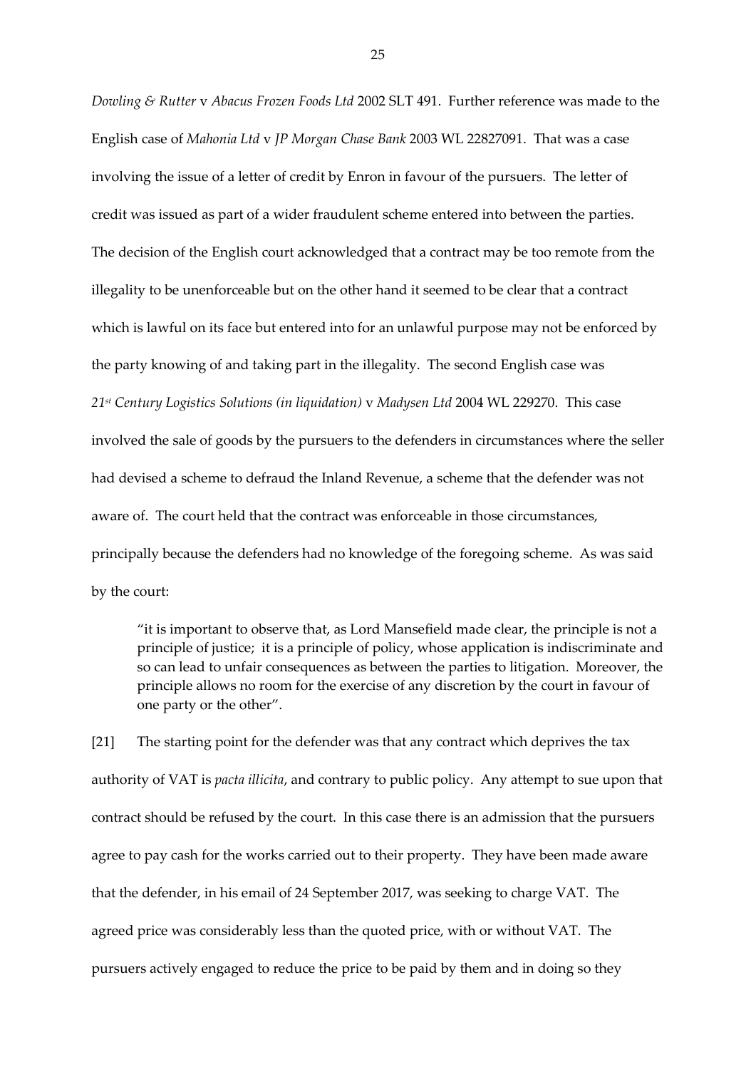*Dowling & Rutter* v *Abacus Frozen Foods Ltd* 2002 SLT 491. Further reference was made to the English case of *Mahonia Ltd* v *JP Morgan Chase Bank* 2003 WL 22827091. That was a case involving the issue of a letter of credit by Enron in favour of the pursuers. The letter of credit was issued as part of a wider fraudulent scheme entered into between the parties. The decision of the English court acknowledged that a contract may be too remote from the illegality to be unenforceable but on the other hand it seemed to be clear that a contract which is lawful on its face but entered into for an unlawful purpose may not be enforced by the party knowing of and taking part in the illegality. The second English case was *21st Century Logistics Solutions (in liquidation)* v *Madysen Ltd* 2004 WL 229270. This case involved the sale of goods by the pursuers to the defenders in circumstances where the seller had devised a scheme to defraud the Inland Revenue, a scheme that the defender was not aware of. The court held that the contract was enforceable in those circumstances, principally because the defenders had no knowledge of the foregoing scheme. As was said by the court:

> "it is important to observe that, as Lord Mansefield made clear, the principle is not a principle of justice; it is a principle of policy, whose application is indiscriminate and so can lead to unfair consequences as between the parties to litigation. Moreover, the principle allows no room for the exercise of any discretion by the court in favour of one party or the other".

[21] The starting point for the defender was that any contract which deprives the tax authority of VAT is *pacta illicita*, and contrary to public policy. Any attempt to sue upon that contract should be refused by the court. In this case there is an admission that the pursuers agree to pay cash for the works carried out to their property. They have been made aware that the defender, in his email of 24 September 2017, was seeking to charge VAT. The agreed price was considerably less than the quoted price, with or without VAT. The pursuers actively engaged to reduce the price to be paid by them and in doing so they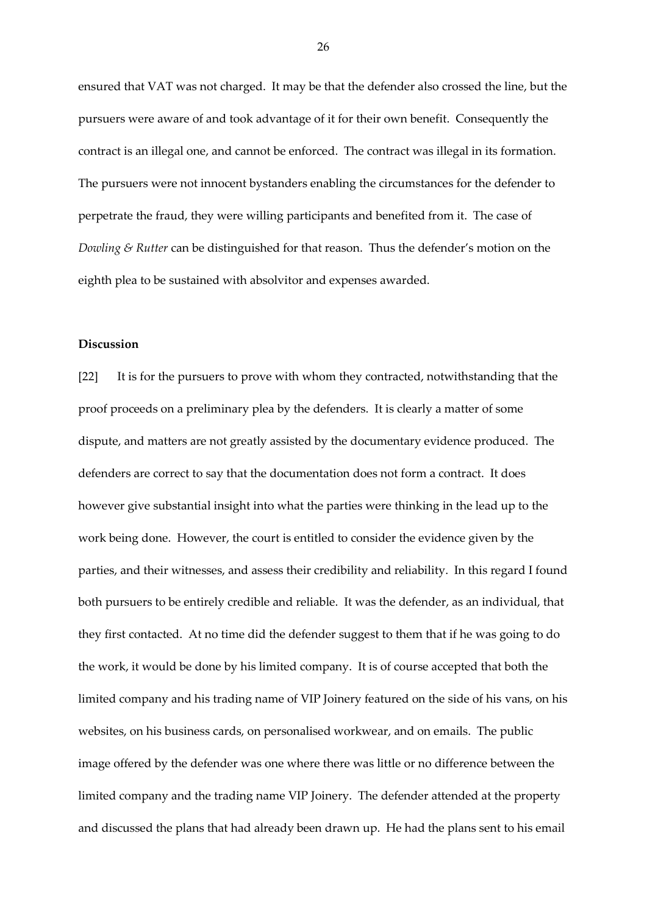ensured that VAT was not charged. It may be that the defender also crossed the line, but the pursuers were aware of and took advantage of it for their own benefit. Consequently the contract is an illegal one, and cannot be enforced. The contract was illegal in its formation. The pursuers were not innocent bystanders enabling the circumstances for the defender to perpetrate the fraud, they were willing participants and benefited from it. The case of *Dowling & Rutter* can be distinguished for that reason. Thus the defender's motion on the eighth plea to be sustained with absolvitor and expenses awarded.

**Discussion**

[22] It is for the pursuers to prove with whom they contracted, notwithstanding that the proof proceeds on a preliminary plea by the defenders. It is clearly a matter of some dispute, and matters are not greatly assisted by the documentary evidence produced. The defenders are correct to say that the documentation does not form a contract. It does however give substantial insight into what the parties were thinking in the lead up to the work being done. However, the court is entitled to consider the evidence given by the parties, and their witnesses, and assess their credibility and reliability. In this regard I found both pursuers to be entirely credible and reliable. It was the defender, as an individual, that they first contacted. At no time did the defender suggest to them that if he was going to do the work, it would be done by his limited company. It is of course accepted that both the limited company and his trading name of VIP Joinery featured on the side of his vans, on his websites, on his business cards, on personalised workwear, and on emails. The public image offered by the defender was one where there was little or no difference between the limited company and the trading name VIP Joinery. The defender attended at the property and discussed the plans that had already been drawn up. He had the plans sent to his email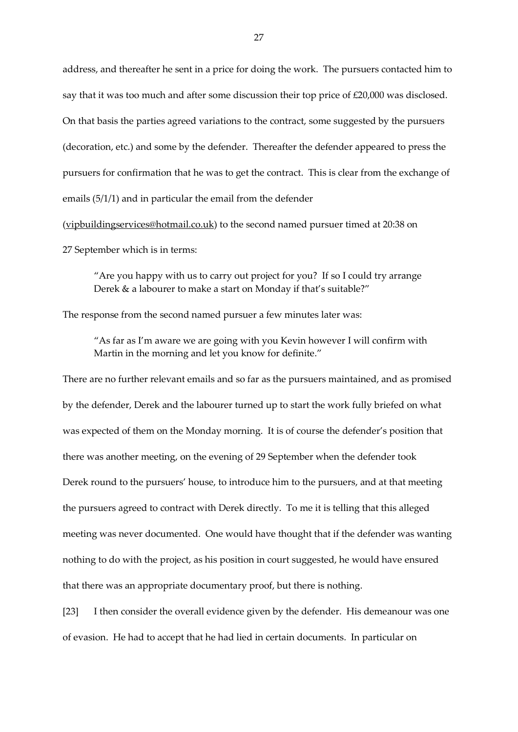address, and thereafter he sent in a price for doing the work. The pursuers contacted him to say that it was too much and after some discussion their top price of £20,000 was disclosed. On that basis the parties agreed variations to the contract, some suggested by the pursuers (decoration, etc.) and some by the defender. Thereafter the defender appeared to press the pursuers for confirmation that he was to get the contract. This is clear from the exchange of emails (5/1/1) and in particular the email from the defender (vipbuildingservices@hotmail.co.uk) to the second named pursuer timed at 20:38 on 27 September which is in terms:

> "Are you happy with us to carry out project for you? If so I could try arrange Derek & a labourer to make a start on Monday if that's suitable?"

The response from the second named pursuer a few minutes later was:

> "As far as I'm aware we are going with you Kevin however I will confirm with Martin in the morning and let you know for definite."

There are no further relevant emails and so far as the pursuers maintained, and as promised by the defender, Derek and the labourer turned up to start the work fully briefed on what was expected of them on the Monday morning. It is of course the defender's position that there was another meeting, on the evening of 29 September when the defender took Derek round to the pursuers' house, to introduce him to the pursuers, and at that meeting the pursuers agreed to contract with Derek directly. To me it is telling that this alleged meeting was never documented. One would have thought that if the defender was wanting nothing to do with the project, as his position in court suggested, he would have ensured that there was an appropriate documentary proof, but there is nothing.

[23] I then consider the overall evidence given by the defender. His demeanour was one of evasion. He had to accept that he had lied in certain documents. In particular on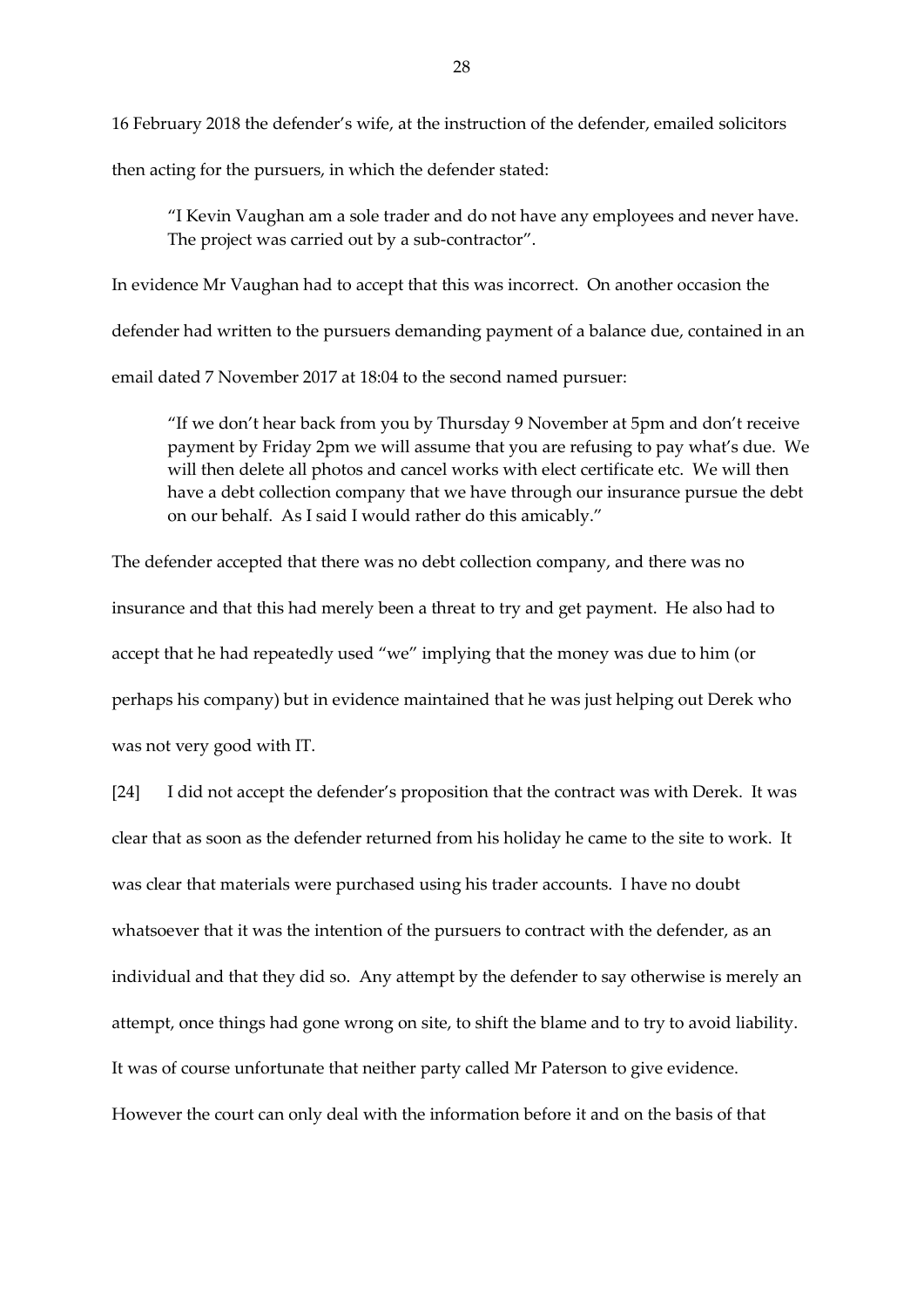16 February 2018 the defender's wife, at the instruction of the defender, emailed solicitors then acting for the pursuers, in which the defender stated:

> "I Kevin Vaughan am a sole trader and do not have any employees and never have. The project was carried out by a sub-contractor".

In evidence Mr Vaughan had to accept that this was incorrect. On another occasion the defender had written to the pursuers demanding payment of a balance due, contained in an email dated 7 November 2017 at 18:04 to the second named pursuer:

> "If we don't hear back from you by Thursday 9 November at 5pm and don't receive payment by Friday 2pm we will assume that you are refusing to pay what's due. We will then delete all photos and cancel works with elect certificate etc. We will then have a debt collection company that we have through our insurance pursue the debt on our behalf. As I said I would rather do this amicably."

The defender accepted that there was no debt collection company, and there was no insurance and that this had merely been a threat to try and get payment. He also had to accept that he had repeatedly used "we" implying that the money was due to him (or perhaps his company) but in evidence maintained that he was just helping out Derek who was not very good with IT.

[24] I did not accept the defender's proposition that the contract was with Derek. It was clear that as soon as the defender returned from his holiday he came to the site to work. It was clear that materials were purchased using his trader accounts. I have no doubt whatsoever that it was the intention of the pursuers to contract with the defender, as an individual and that they did so. Any attempt by the defender to say otherwise is merely an attempt, once things had gone wrong on site, to shift the blame and to try to avoid liability. It was of course unfortunate that neither party called Mr Paterson to give evidence. However the court can only deal with the information before it and on the basis of that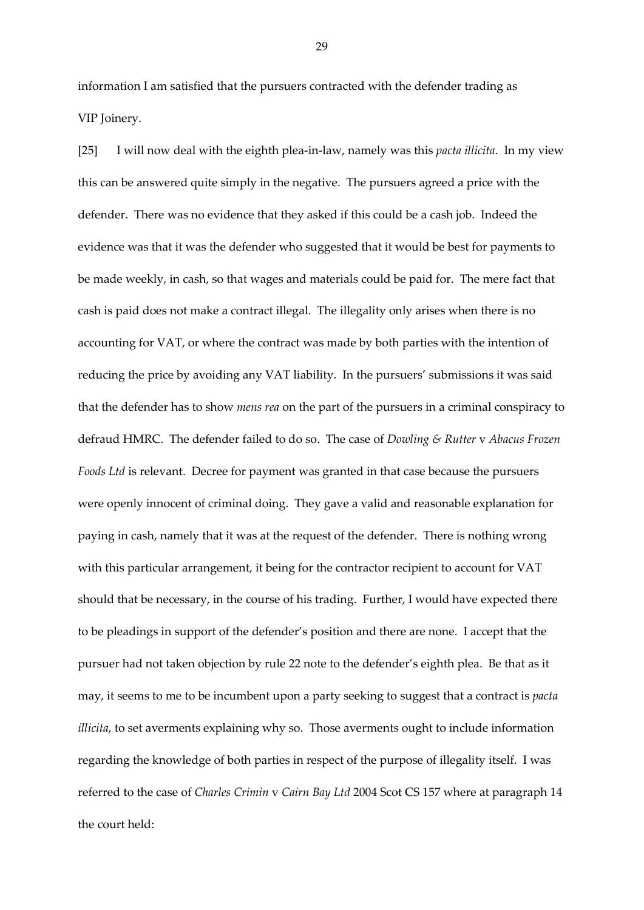information I am satisfied that the pursuers contracted with the defender trading as VIP Joinery.

[25] I will now deal with the eighth plea-in-law, namely was this *pacta illicita*. In my view this can be answered quite simply in the negative. The pursuers agreed a price with the defender. There was no evidence that they asked if this could be a cash job. Indeed the evidence was that it was the defender who suggested that it would be best for payments to be made weekly, in cash, so that wages and materials could be paid for. The mere fact that cash is paid does not make a contract illegal. The illegality only arises when there is no accounting for VAT, or where the contract was made by both parties with the intention of reducing the price by avoiding any VAT liability. In the pursuers' submissions it was said that the defender has to show *mens rea* on the part of the pursuers in a criminal conspiracy to defraud HMRC. The defender failed to do so. The case of *Dowling & Rutter* v *Abacus Frozen Foods Ltd* is relevant. Decree for payment was granted in that case because the pursuers were openly innocent of criminal doing. They gave a valid and reasonable explanation for paying in cash, namely that it was at the request of the defender. There is nothing wrong with this particular arrangement, it being for the contractor recipient to account for VAT should that be necessary, in the course of his trading. Further, I would have expected there to be pleadings in support of the defender's position and there are none. I accept that the pursuer had not taken objection by rule 22 note to the defender's eighth plea. Be that as it may, it seems to me to be incumbent upon a party seeking to suggest that a contract is *pacta illicita*, to set averments explaining why so. Those averments ought to include information regarding the knowledge of both parties in respect of the purpose of illegality itself. I was referred to the case of *Charles Crimin* v *Cairn Bay Ltd* 2004 Scot CS 157 where at paragraph 14 the court held: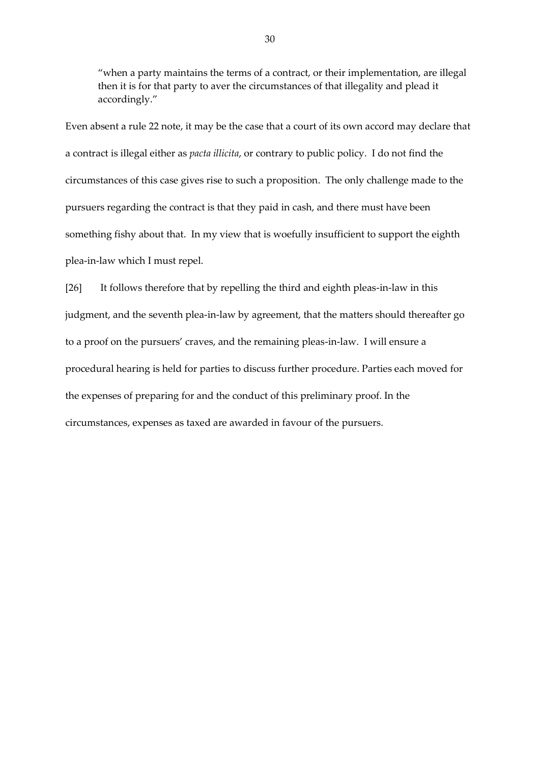> "when a party maintains the terms of a contract, or their implementation, are illegal then it is for that party to aver the circumstances of that illegality and plead it accordingly."

Even absent a rule 22 note, it may be the case that a court of its own accord may declare that a contract is illegal either as *pacta illicita*, or contrary to public policy. I do not find the circumstances of this case gives rise to such a proposition. The only challenge made to the pursuers regarding the contract is that they paid in cash, and there must have been something fishy about that. In my view that is woefully insufficient to support the eighth plea-in-law which I must repel.

[26] It follows therefore that by repelling the third and eighth pleas-in-law in this judgment, and the seventh plea-in-law by agreement, that the matters should thereafter go to a proof on the pursuers' craves, and the remaining pleas-in-law. I will ensure a procedural hearing is held for parties to discuss further procedure. Parties each moved for the expenses of preparing for and the conduct of this preliminary proof. In the circumstances, expenses as taxed are awarded in favour of the pursuers.